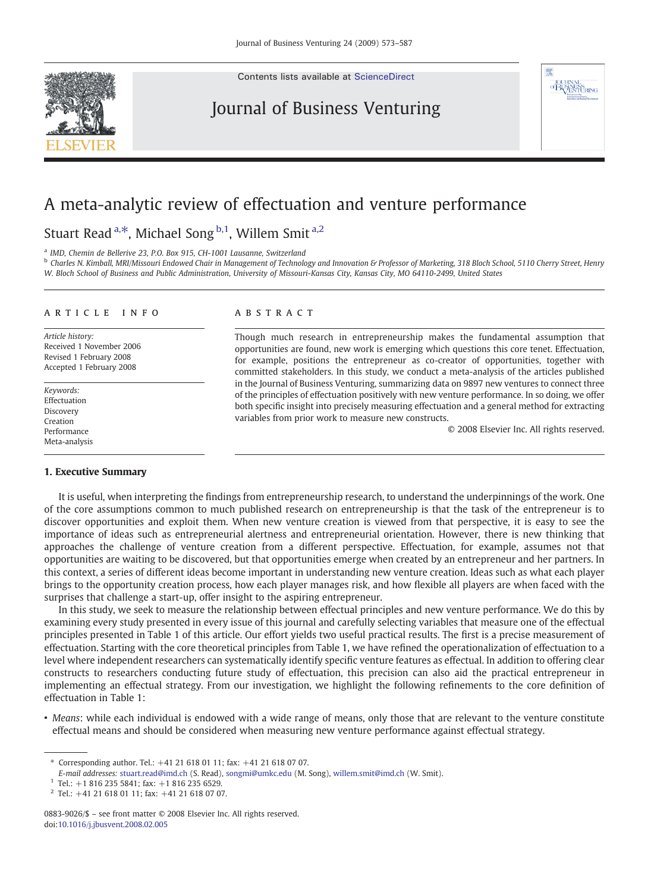# A meta-analytic review of effectuation and venture performance

Stuart Read [a,*], Michael Song [b,1], Willem Smit [a,2]

[a] IMD, Chemin de Bellerive 23, P.O. Box 915, CH-1001 Lausanne, Switzerland

[b] Charles N. Kimball, MRI/Missouri Endowed Chair in Management of Technology and Innovation & Professor of Marketing, 318 Bloch School, 5110 Cherry Street, Henry W. Bloch School of Business and Public Administration, University of Missouri-Kansas City, Kansas City, MO 64110-2499, United States

## ARTICLE INFO

*Article history:*
Received 1 November 2006
Revised 1 February 2008
Accepted 1 February 2008

*Keywords:*
Effectuation
Discovery
Creation
Performance
Meta-analysis

## ABSTRACT

Though much research in entrepreneurship makes the fundamental assumption that opportunities are found, new work is emerging which questions this core tenet. Effectuation, for example, positions the entrepreneur as co-creator of opportunities, together with committed stakeholders. In this study, we conduct a meta-analysis of the articles published in the Journal of Business Venturing, summarizing data on 9897 new ventures to connect three of the principles of effectuation positively with new venture performance. In so doing, we offer both specific insight into precisely measuring effectuation and a general method for extracting variables from prior work to measure new constructs.

© 2008 Elsevier Inc. All rights reserved.

## 1. Executive Summary

It is useful, when interpreting the findings from entrepreneurship research, to understand the underpinnings of the work. One of the core assumptions common to much published research on entrepreneurship is that the task of the entrepreneur is to discover opportunities and exploit them. When new venture creation is viewed from that perspective, it is easy to see the importance of ideas such as entrepreneurial alertness and entrepreneurial orientation. However, there is new thinking that approaches the challenge of venture creation from a different perspective. Effectuation, for example, assumes not that opportunities are waiting to be discovered, but that opportunities emerge when created by an entrepreneur and her partners. In this context, a series of different ideas become important in understanding new venture creation. Ideas such as what each player brings to the opportunity creation process, how each player manages risk, and how flexible all players are when faced with the surprises that challenge a start-up, offer insight to the aspiring entrepreneur.

In this study, we seek to measure the relationship between effectual principles and new venture performance. We do this by examining every study presented in every issue of this journal and carefully selecting variables that measure one of the effectual principles presented in Table 1 of this article. Our effort yields two useful practical results. The first is a precise measurement of effectuation. Starting with the core theoretical principles from Table 1, we have refined the operationalization of effectuation to a level where independent researchers can systematically identify specific venture features as effectual. In addition to offering clear constructs to researchers conducting future study of effectuation, this precision can also aid the practical entrepreneur in implementing an effectual strategy. From our investigation, we highlight the following refinements to the core definition of effectuation in Table 1:

- *Means*: while each individual is endowed with a wide range of means, only those that are relevant to the venture constitute effectual means and should be considered when measuring new venture performance against effectual strategy.

---

* Corresponding author. Tel.: +41 21 618 01 11; fax: +41 21 618 07 07.
*E-mail addresses:* stuart.read@imd.ch (S. Read), songmi@umkc.edu (M. Song), willem.smit@imd.ch (W. Smit).

[1] Tel.: +1 816 235 5841; fax: +1 816 235 6529.

[2] Tel.: +41 21 618 01 11; fax: +41 21 618 07 07.

0883-9026/$ – see front matter © 2008 Elsevier Inc. All rights reserved.
doi:10.1016/j.jbusvent.2008.02.005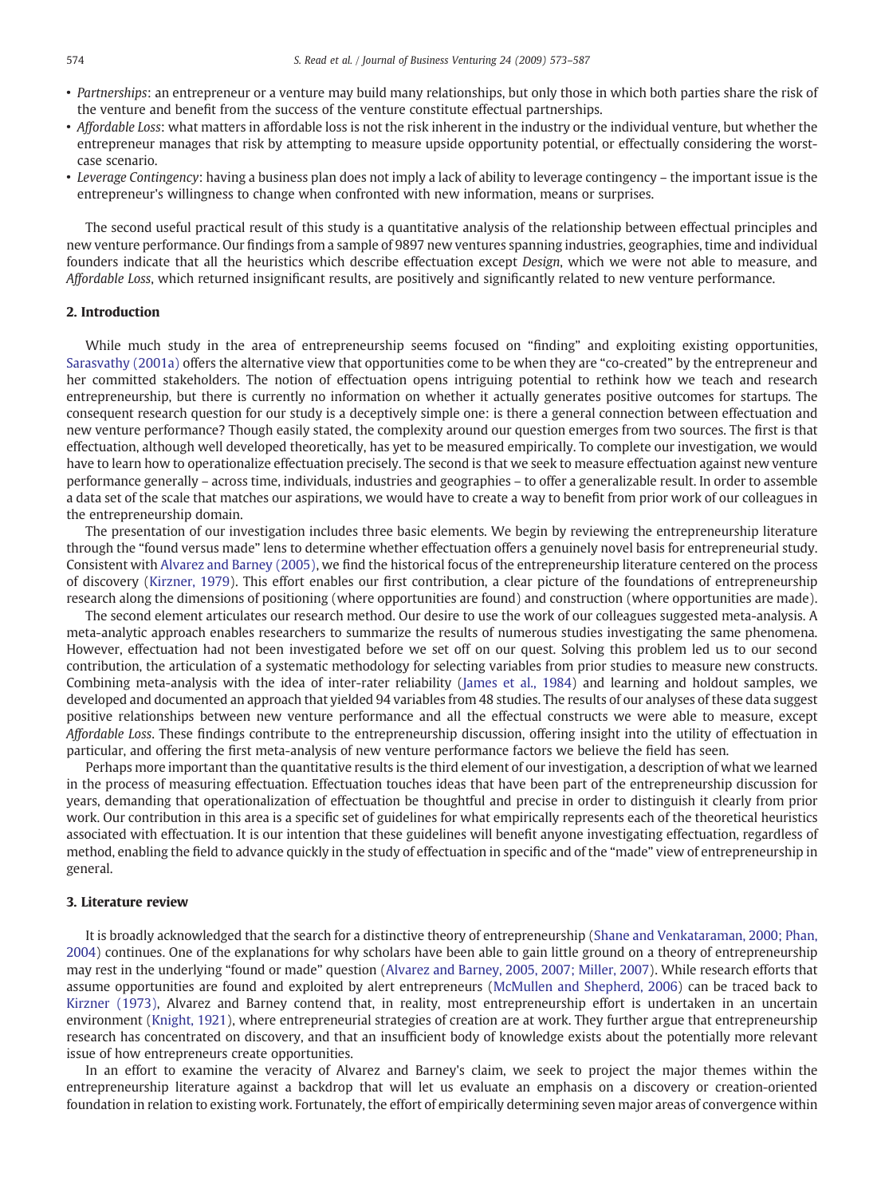- *Partnerships*: an entrepreneur or a venture may build many relationships, but only those in which both parties share the risk of the venture and benefit from the success of the venture constitute effectual partnerships.
- *Affordable Loss*: what matters in affordable loss is not the risk inherent in the industry or the individual venture, but whether the entrepreneur manages that risk by attempting to measure upside opportunity potential, or effectually considering the worst-case scenario.
- *Leverage Contingency*: having a business plan does not imply a lack of ability to leverage contingency – the important issue is the entrepreneur's willingness to change when confronted with new information, means or surprises.

The second useful practical result of this study is a quantitative analysis of the relationship between effectual principles and new venture performance. Our findings from a sample of 9897 new ventures spanning industries, geographies, time and individual founders indicate that all the heuristics which describe effectuation except *Design*, which we were not able to measure, and *Affordable Loss*, which returned insignificant results, are positively and significantly related to new venture performance.

## 2. Introduction

While much study in the area of entrepreneurship seems focused on "finding" and exploiting existing opportunities, Sarasvathy (2001a) offers the alternative view that opportunities come to be when they are "co-created" by the entrepreneur and her committed stakeholders. The notion of effectuation opens intriguing potential to rethink how we teach and research entrepreneurship, but there is currently no information on whether it actually generates positive outcomes for startups. The consequent research question for our study is a deceptively simple one: is there a general connection between effectuation and new venture performance? Though easily stated, the complexity around our question emerges from two sources. The first is that effectuation, although well developed theoretically, has yet to be measured empirically. To complete our investigation, we would have to learn how to operationalize effectuation precisely. The second is that we seek to measure effectuation against new venture performance generally – across time, individuals, industries and geographies – to offer a generalizable result. In order to assemble a data set of the scale that matches our aspirations, we would have to create a way to benefit from prior work of our colleagues in the entrepreneurship domain.

The presentation of our investigation includes three basic elements. We begin by reviewing the entrepreneurship literature through the "found versus made" lens to determine whether effectuation offers a genuinely novel basis for entrepreneurial study. Consistent with Alvarez and Barney (2005), we find the historical focus of the entrepreneurship literature centered on the process of discovery (Kirzner, 1979). This effort enables our first contribution, a clear picture of the foundations of entrepreneurship research along the dimensions of positioning (where opportunities are found) and construction (where opportunities are made).

The second element articulates our research method. Our desire to use the work of our colleagues suggested meta-analysis. A meta-analytic approach enables researchers to summarize the results of numerous studies investigating the same phenomena. However, effectuation had not been investigated before we set off on our quest. Solving this problem led us to our second contribution, the articulation of a systematic methodology for selecting variables from prior studies to measure new constructs. Combining meta-analysis with the idea of inter-rater reliability (James et al., 1984) and learning and holdout samples, we developed and documented an approach that yielded 94 variables from 48 studies. The results of our analyses of these data suggest positive relationships between new venture performance and all the effectual constructs we were able to measure, except *Affordable Loss*. These findings contribute to the entrepreneurship discussion, offering insight into the utility of effectuation in particular, and offering the first meta-analysis of new venture performance factors we believe the field has seen.

Perhaps more important than the quantitative results is the third element of our investigation, a description of what we learned in the process of measuring effectuation. Effectuation touches ideas that have been part of the entrepreneurship discussion for years, demanding that operationalization of effectuation be thoughtful and precise in order to distinguish it clearly from prior work. Our contribution in this area is a specific set of guidelines for what empirically represents each of the theoretical heuristics associated with effectuation. It is our intention that these guidelines will benefit anyone investigating effectuation, regardless of method, enabling the field to advance quickly in the study of effectuation in specific and of the "made" view of entrepreneurship in general.

## 3. Literature review

It is broadly acknowledged that the search for a distinctive theory of entrepreneurship (Shane and Venkataraman, 2000; Phan, 2004) continues. One of the explanations for why scholars have been able to gain little ground on a theory of entrepreneurship may rest in the underlying "found or made" question (Alvarez and Barney, 2005, 2007; Miller, 2007). While research efforts that assume opportunities are found and exploited by alert entrepreneurs (McMullen and Shepherd, 2006) can be traced back to Kirzner (1973), Alvarez and Barney contend that, in reality, most entrepreneurship effort is undertaken in an uncertain environment (Knight, 1921), where entrepreneurial strategies of creation are at work. They further argue that entrepreneurship research has concentrated on discovery, and that an insufficient body of knowledge exists about the potentially more relevant issue of how entrepreneurs create opportunities.

In an effort to examine the veracity of Alvarez and Barney's claim, we seek to project the major themes within the entrepreneurship literature against a backdrop that will let us evaluate an emphasis on a discovery or creation-oriented foundation in relation to existing work. Fortunately, the effort of empirically determining seven major areas of convergence within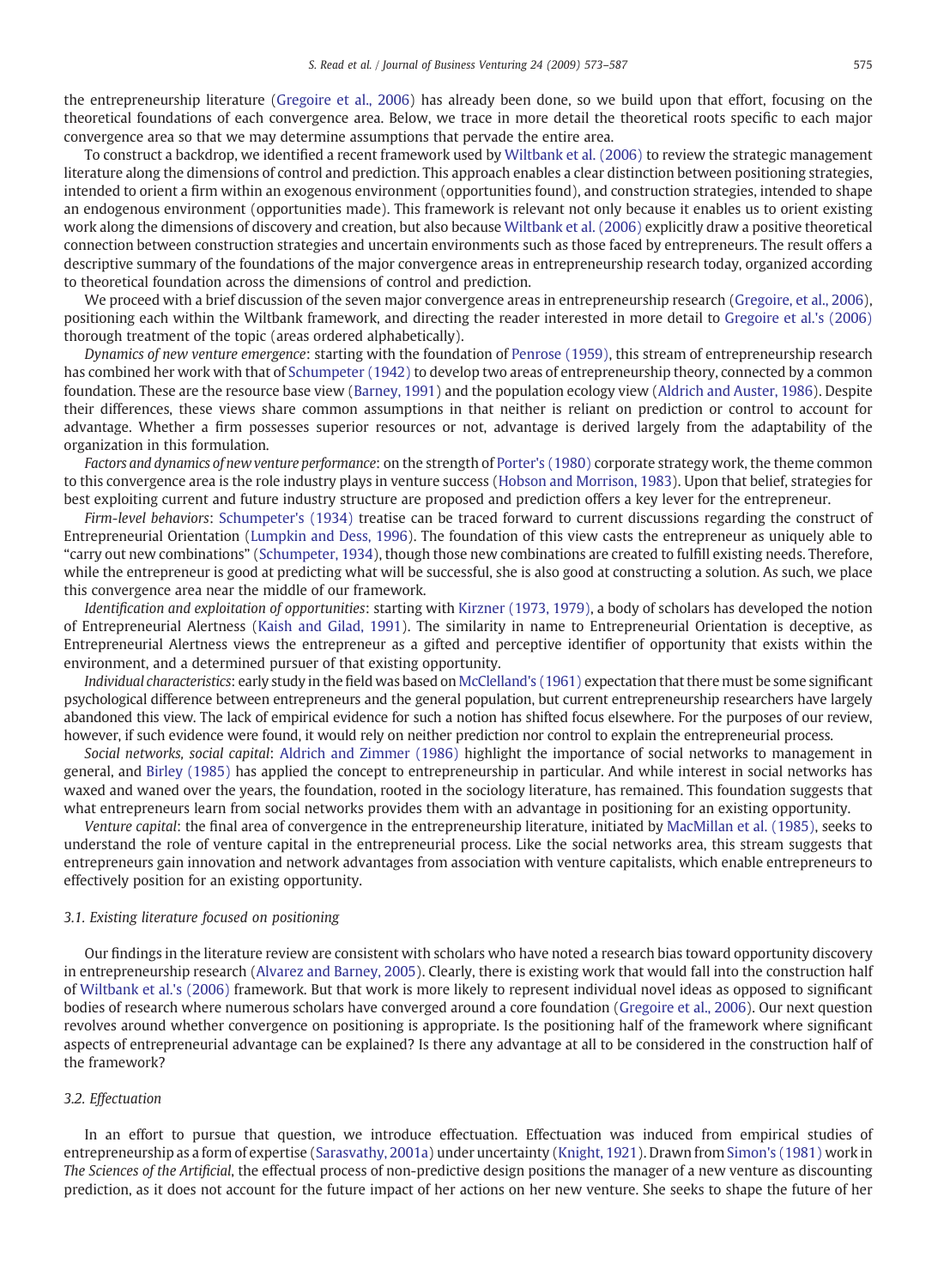the entrepreneurship literature (Gregoire et al., 2006) has already been done, so we build upon that effort, focusing on the theoretical foundations of each convergence area. Below, we trace in more detail the theoretical roots specific to each major convergence area so that we may determine assumptions that pervade the entire area.

To construct a backdrop, we identified a recent framework used by Wiltbank et al. (2006) to review the strategic management literature along the dimensions of control and prediction. This approach enables a clear distinction between positioning strategies, intended to orient a firm within an exogenous environment (opportunities found), and construction strategies, intended to shape an endogenous environment (opportunities made). This framework is relevant not only because it enables us to orient existing work along the dimensions of discovery and creation, but also because Wiltbank et al. (2006) explicitly draw a positive theoretical connection between construction strategies and uncertain environments such as those faced by entrepreneurs. The result offers a descriptive summary of the foundations of the major convergence areas in entrepreneurship research today, organized according to theoretical foundation across the dimensions of control and prediction.

We proceed with a brief discussion of the seven major convergence areas in entrepreneurship research (Gregoire, et al., 2006), positioning each within the Wiltbank framework, and directing the reader interested in more detail to Gregoire et al.'s (2006) thorough treatment of the topic (areas ordered alphabetically).

*Dynamics of new venture emergence*: starting with the foundation of Penrose (1959), this stream of entrepreneurship research has combined her work with that of Schumpeter (1942) to develop two areas of entrepreneurship theory, connected by a common foundation. These are the resource base view (Barney, 1991) and the population ecology view (Aldrich and Auster, 1986). Despite their differences, these views share common assumptions in that neither is reliant on prediction or control to account for advantage. Whether a firm possesses superior resources or not, advantage is derived largely from the adaptability of the organization in this formulation.

*Factors and dynamics of new venture performance*: on the strength of Porter's (1980) corporate strategy work, the theme common to this convergence area is the role industry plays in venture success (Hobson and Morrison, 1983). Upon that belief, strategies for best exploiting current and future industry structure are proposed and prediction offers a key lever for the entrepreneur.

*Firm-level behaviors*: Schumpeter's (1934) treatise can be traced forward to current discussions regarding the construct of Entrepreneurial Orientation (Lumpkin and Dess, 1996). The foundation of this view casts the entrepreneur as uniquely able to "carry out new combinations" (Schumpeter, 1934), though those new combinations are created to fulfill existing needs. Therefore, while the entrepreneur is good at predicting what will be successful, she is also good at constructing a solution. As such, we place this convergence area near the middle of our framework.

*Identification and exploitation of opportunities*: starting with Kirzner (1973, 1979), a body of scholars has developed the notion of Entrepreneurial Alertness (Kaish and Gilad, 1991). The similarity in name to Entrepreneurial Orientation is deceptive, as Entrepreneurial Alertness views the entrepreneur as a gifted and perceptive identifier of opportunity that exists within the environment, and a determined pursuer of that existing opportunity.

*Individual characteristics*: early study in the field was based on McClelland's (1961) expectation that there must be some significant psychological difference between entrepreneurs and the general population, but current entrepreneurship researchers have largely abandoned this view. The lack of empirical evidence for such a notion has shifted focus elsewhere. For the purposes of our review, however, if such evidence were found, it would rely on neither prediction nor control to explain the entrepreneurial process.

*Social networks, social capital*: Aldrich and Zimmer (1986) highlight the importance of social networks to management in general, and Birley (1985) has applied the concept to entrepreneurship in particular. And while interest in social networks has waxed and waned over the years, the foundation, rooted in the sociology literature, has remained. This foundation suggests that what entrepreneurs learn from social networks provides them with an advantage in positioning for an existing opportunity.

*Venture capital*: the final area of convergence in the entrepreneurship literature, initiated by MacMillan et al. (1985), seeks to understand the role of venture capital in the entrepreneurial process. Like the social networks area, this stream suggests that entrepreneurs gain innovation and network advantages from association with venture capitalists, which enable entrepreneurs to effectively position for an existing opportunity.

### 3.1. Existing literature focused on positioning

Our findings in the literature review are consistent with scholars who have noted a research bias toward opportunity discovery in entrepreneurship research (Alvarez and Barney, 2005). Clearly, there is existing work that would fall into the construction half of Wiltbank et al.'s (2006) framework. But that work is more likely to represent individual novel ideas as opposed to significant bodies of research where numerous scholars have converged around a core foundation (Gregoire et al., 2006). Our next question revolves around whether convergence on positioning is appropriate. Is the positioning half of the framework where significant aspects of entrepreneurial advantage can be explained? Is there any advantage at all to be considered in the construction half of the framework?

### 3.2. Effectuation

In an effort to pursue that question, we introduce effectuation. Effectuation was induced from empirical studies of entrepreneurship as a form of expertise (Sarasvathy, 2001a) under uncertainty (Knight, 1921). Drawn from Simon's (1981) work in *The Sciences of the Artificial*, the effectual process of non-predictive design positions the manager of a new venture as discounting prediction, as it does not account for the future impact of her actions on her new venture. She seeks to shape the future of her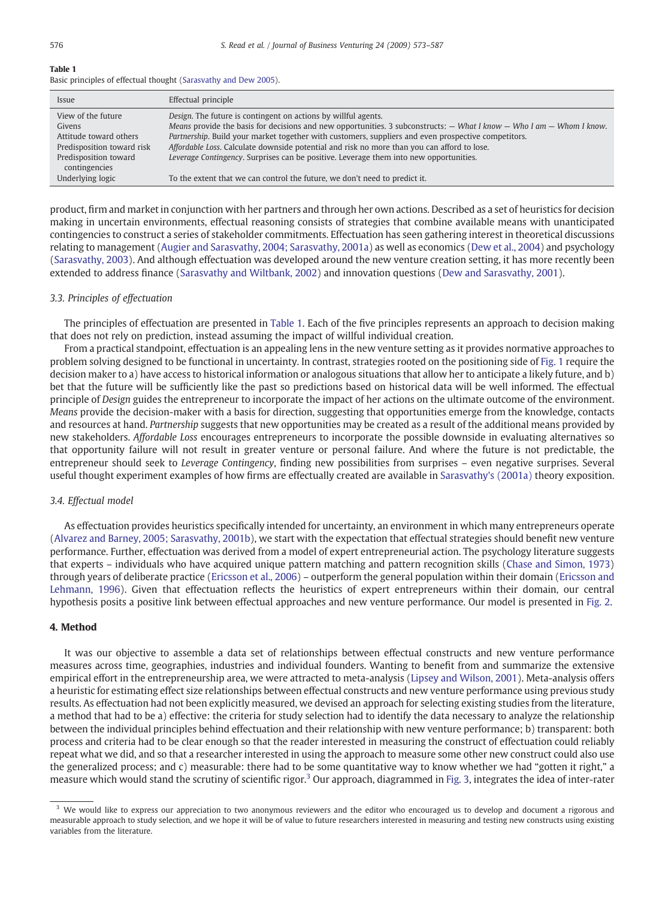**Table 1**
Basic principles of effectual thought (Sarasvathy and Dew 2005).

| Issue | Effectual principle |
|---|---|
| View of the future | *Design*. The future is contingent on actions by willful agents. |
| Givens | *Means* provide the basis for decisions and new opportunities. 3 subconstructs: — *What I know* — *Who I am* — *Whom I know*. |
| Attitude toward others | *Partnership*. Build your market together with customers, suppliers and even prospective competitors. |
| Predisposition toward risk | *Affordable Loss*. Calculate downside potential and risk no more than you can afford to lose. |
| Predisposition toward contingencies | *Leverage Contingency*. Surprises can be positive. Leverage them into new opportunities. |
| Underlying logic | To the extent that we can control the future, we don't need to predict it. |

product, firm and market in conjunction with her partners and through her own actions. Described as a set of heuristics for decision making in uncertain environments, effectual reasoning consists of strategies that combine available means with unanticipated contingencies to construct a series of stakeholder commitments. Effectuation has seen gathering interest in theoretical discussions relating to management (Augier and Sarasvathy, 2004; Sarasvathy, 2001a) as well as economics (Dew et al., 2004) and psychology (Sarasvathy, 2003). And although effectuation was developed around the new venture creation setting, it has more recently been extended to address finance (Sarasvathy and Wiltbank, 2002) and innovation questions (Dew and Sarasvathy, 2001).

### 3.3. Principles of effectuation

The principles of effectuation are presented in Table 1. Each of the five principles represents an approach to decision making that does not rely on prediction, instead assuming the impact of willful individual creation.

From a practical standpoint, effectuation is an appealing lens in the new venture setting as it provides normative approaches to problem solving designed to be functional in uncertainty. In contrast, strategies rooted on the positioning side of Fig. 1 require the decision maker to a) have access to historical information or analogous situations that allow her to anticipate a likely future, and b) bet that the future will be sufficiently like the past so predictions based on historical data will be well informed. The effectual principle of *Design* guides the entrepreneur to incorporate the impact of her actions on the ultimate outcome of the environment. *Means* provide the decision-maker with a basis for direction, suggesting that opportunities emerge from the knowledge, contacts and resources at hand. *Partnership* suggests that new opportunities may be created as a result of the additional means provided by new stakeholders. *Affordable Loss* encourages entrepreneurs to incorporate the possible downside in evaluating alternatives so that opportunity failure will not result in greater venture or personal failure. And where the future is not predictable, the entrepreneur should seek to *Leverage Contingency*, finding new possibilities from surprises – even negative surprises. Several useful thought experiment examples of how firms are effectually created are available in Sarasvathy's (2001a) theory exposition.

### 3.4. Effectual model

As effectuation provides heuristics specifically intended for uncertainty, an environment in which many entrepreneurs operate (Alvarez and Barney, 2005; Sarasvathy, 2001b), we start with the expectation that effectual strategies should benefit new venture performance. Further, effectuation was derived from a model of expert entrepreneurial action. The psychology literature suggests that experts – individuals who have acquired unique pattern matching and pattern recognition skills (Chase and Simon, 1973) through years of deliberate practice (Ericsson et al., 2006) – outperform the general population within their domain (Ericsson and Lehmann, 1996). Given that effectuation reflects the heuristics of expert entrepreneurs within their domain, our central hypothesis posits a positive link between effectual approaches and new venture performance. Our model is presented in Fig. 2.

## 4. Method

It was our objective to assemble a data set of relationships between effectual constructs and new venture performance measures across time, geographies, industries and individual founders. Wanting to benefit from and summarize the extensive empirical effort in the entrepreneurship area, we were attracted to meta-analysis (Lipsey and Wilson, 2001). Meta-analysis offers a heuristic for estimating effect size relationships between effectual constructs and new venture performance using previous study results. As effectuation had not been explicitly measured, we devised an approach for selecting existing studies from the literature, a method that had to be a) effective: the criteria for study selection had to identify the data necessary to analyze the relationship between the individual principles behind effectuation and their relationship with new venture performance; b) transparent: both process and criteria had to be clear enough so that the reader interested in measuring the construct of effectuation could reliably repeat what we did, and so that a researcher interested in using the approach to measure some other new construct could also use the generalized process; and c) measurable: there had to be some quantitative way to know whether we had "gotten it right," a measure which would stand the scrutiny of scientific rigor.[3] Our approach, diagrammed in Fig. 3, integrates the idea of inter-rater

[3] We would like to express our appreciation to two anonymous reviewers and the editor who encouraged us to develop and document a rigorous and measurable approach to study selection, and we hope it will be of value to future researchers interested in measuring and testing new constructs using existing variables from the literature.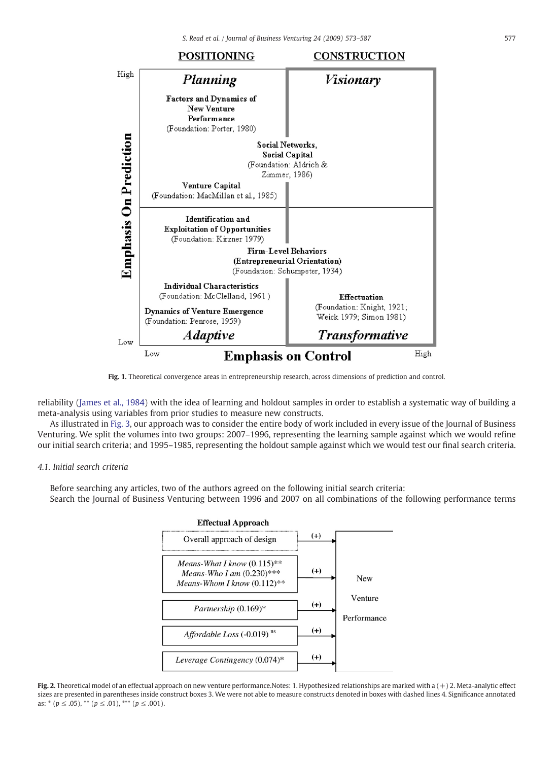**POSITIONING** | **CONSTRUCTION**

| | Low Emphasis on Control | High Emphasis on Control |
|---|---|---|
| **High Emphasis on Prediction** | ***Planning*** — Factors and Dynamics of New Venture Performance (Foundation: Porter, 1980); Venture Capital (Foundation: MacMillan et al., 1985) | ***Visionary*** |
| *(spanning Planning/Visionary)* | Social Networks, Social Capital (Foundation: Aldrich & Zimmer, 1986) | |
| **Low Emphasis on Prediction** | ***Adaptive*** — Identification and Exploitation of Opportunities (Foundation: Kirzner 1979); Individual Characteristics (Foundation: McClelland, 1961); Dynamics of Venture Emergence (Foundation: Penrose, 1959) | ***Transformative*** — Effectuation (Foundation: Knight, 1921; Weick 1979; Simon 1981) |
| *(spanning Adaptive/Transformative)* | Firm-Level Behaviors (Entrepreneurial Orientation) (Foundation: Schumpeter, 1934) | |

**Fig. 1.** Theoretical convergence areas in entrepreneurship research, across dimensions of prediction and control.

reliability (James et al., 1984) with the idea of learning and holdout samples in order to establish a systematic way of building a meta-analysis using variables from prior studies to measure new constructs.

As illustrated in Fig. 3, our approach was to consider the entire body of work included in every issue of the Journal of Business Venturing. We split the volumes into two groups: 2007–1996, representing the learning sample against which we would refine our initial search criteria; and 1995–1985, representing the holdout sample against which we would test our final search criteria.

### 4.1. Initial search criteria

Before searching any articles, two of the authors agreed on the following initial search criteria:

Search the Journal of Business Venturing between 1996 and 2007 on all combinations of the following performance terms

| Effectual Approach | Hypothesized relationship | Outcome |
|---|---|---|
| Overall approach of design | (+) | New Venture Performance |
| *Means-What I know* (0.115)**; *Means-Who I am* (0.230)***; *Means-Whom I know* (0.112)** | (+) | New Venture Performance |
| *Partnership* (0.169)* | (+) | New Venture Performance |
| *Affordable Loss* (-0.019) [ns] | (+) | New Venture Performance |
| *Leverage Contingency* (0.074)* | (+) | New Venture Performance |

**Fig. 2.** Theoretical model of an effectual approach on new venture performance.Notes: 1. Hypothesized relationships are marked with a (+) 2. Meta-analytic effect sizes are presented in parentheses inside construct boxes 3. We were not able to measure constructs denoted in boxes with dashed lines 4. Significance annotated as: * ($p \leq .05$), ** ($p \leq .01$), *** ($p \leq .001$).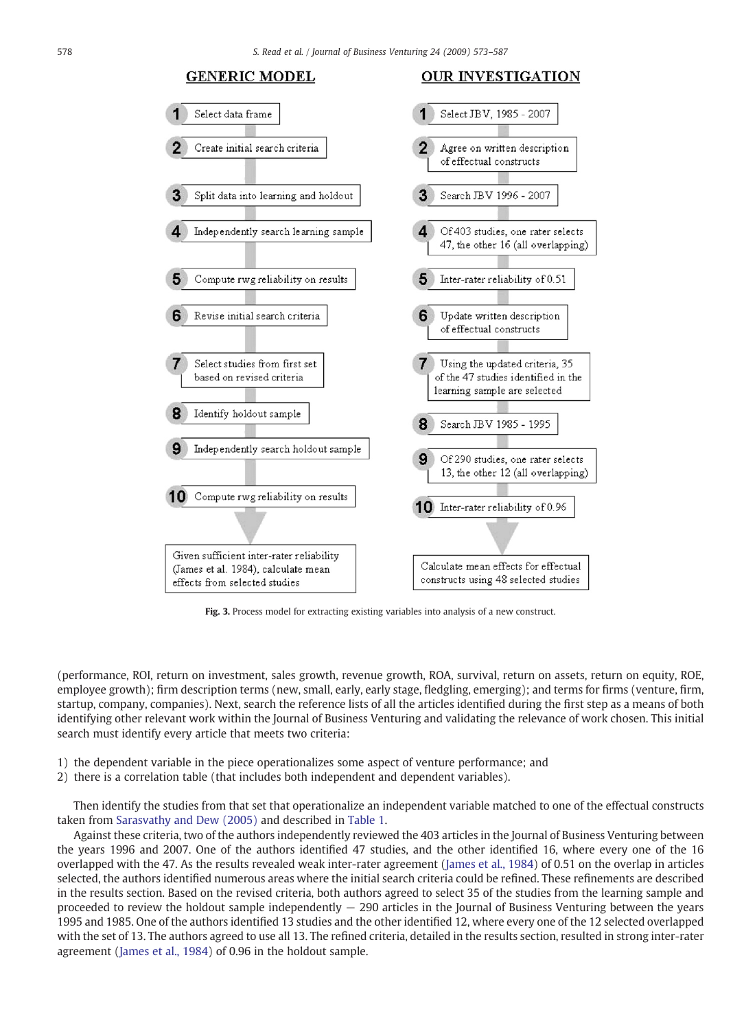**GENERIC MODEL**

1. Select data frame
2. Create initial search criteria
3. Split data into learning and holdout
4. Independently search learning sample
5. Compute rwg reliability on results
6. Revise initial search criteria
7. Select studies from first set based on revised criteria
8. Identify holdout sample
9. Independently search holdout sample
10. Compute rwg reliability on results

Given sufficient inter-rater reliability (James et al. 1984), calculate mean effects from selected studies

**OUR INVESTIGATION**

1. Select JBV, 1985 - 2007
2. Agree on written description of effectual constructs
3. Search JBV 1996 - 2007
4. Of 403 studies, one rater selects 47, the other 16 (all overlapping)
5. Inter-rater reliability of 0.51
6. Update written description of effectual constructs
7. Using the updated criteria, 35 of the 47 studies identified in the learning sample are selected
8. Search JBV 1985 - 1995
9. Of 290 studies, one rater selects 13, the other 12 (all overlapping)
10. Inter-rater reliability of 0.96

Calculate mean effects for effectual constructs using 48 selected studies

**Fig. 3.** Process model for extracting existing variables into analysis of a new construct.

(performance, ROI, return on investment, sales growth, revenue growth, ROA, survival, return on assets, return on equity, ROE, employee growth); firm description terms (new, small, early, early stage, fledgling, emerging); and terms for firms (venture, firm, startup, company, companies). Next, search the reference lists of all the articles identified during the first step as a means of both identifying other relevant work within the Journal of Business Venturing and validating the relevance of work chosen. This initial search must identify every article that meets two criteria:

1) the dependent variable in the piece operationalizes some aspect of venture performance; and
2) there is a correlation table (that includes both independent and dependent variables).

Then identify the studies from that set that operationalize an independent variable matched to one of the effectual constructs taken from Sarasvathy and Dew (2005) and described in Table 1.

Against these criteria, two of the authors independently reviewed the 403 articles in the Journal of Business Venturing between the years 1996 and 2007. One of the authors identified 47 studies, and the other identified 16, where every one of the 16 overlapped with the 47. As the results revealed weak inter-rater agreement (James et al., 1984) of 0.51 on the overlap in articles selected, the authors identified numerous areas where the initial search criteria could be refined. These refinements are described in the results section. Based on the revised criteria, both authors agreed to select 35 of the studies from the learning sample and proceeded to review the holdout sample independently — 290 articles in the Journal of Business Venturing between the years 1995 and 1985. One of the authors identified 13 studies and the other identified 12, where every one of the 12 selected overlapped with the set of 13. The authors agreed to use all 13. The refined criteria, detailed in the results section, resulted in strong inter-rater agreement (James et al., 1984) of 0.96 in the holdout sample.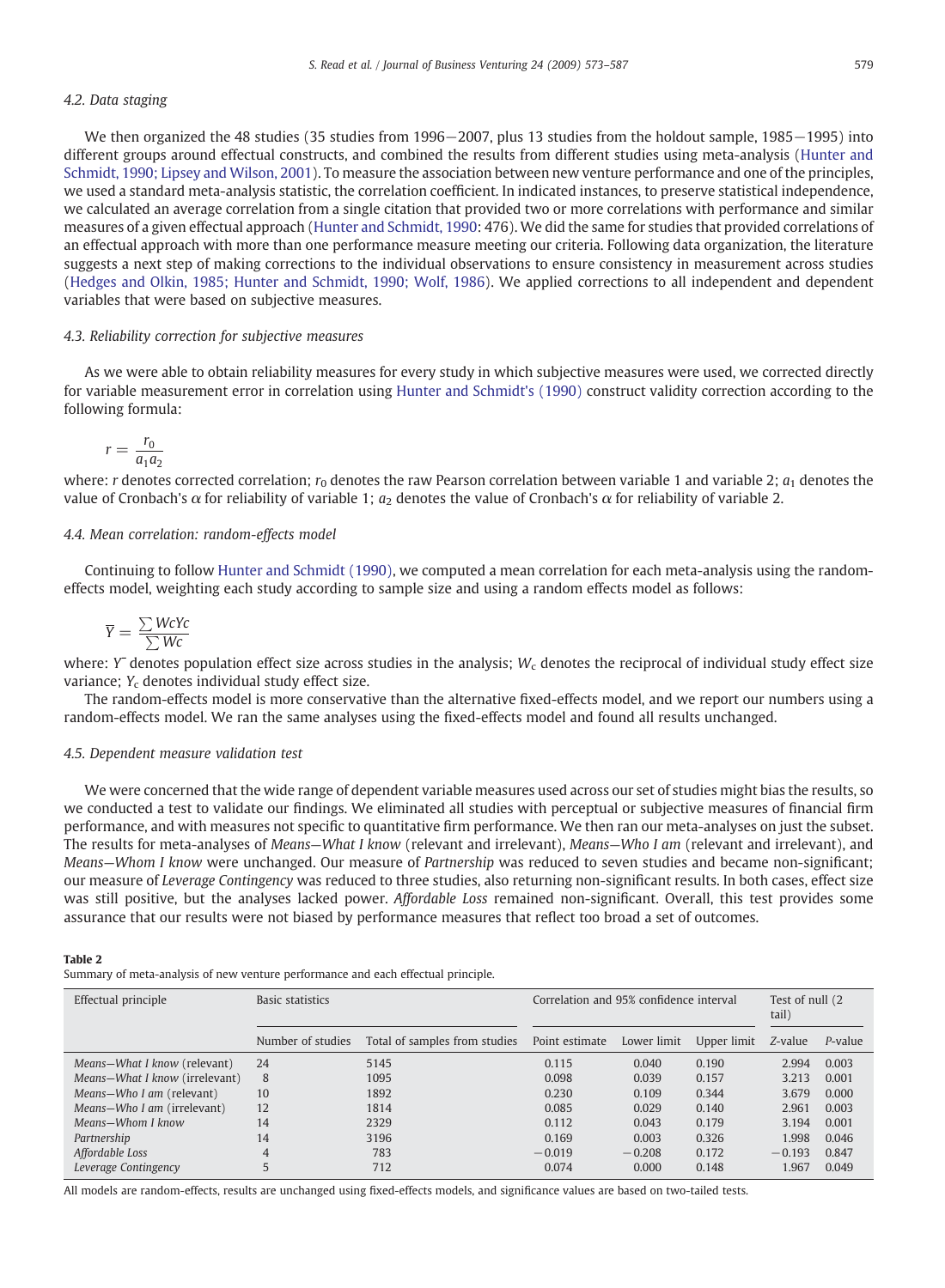### 4.2. Data staging

We then organized the 48 studies (35 studies from 1996—2007, plus 13 studies from the holdout sample, 1985—1995) into different groups around effectual constructs, and combined the results from different studies using meta-analysis (Hunter and Schmidt, 1990; Lipsey and Wilson, 2001). To measure the association between new venture performance and one of the principles, we used a standard meta-analysis statistic, the correlation coefficient. In indicated instances, to preserve statistical independence, we calculated an average correlation from a single citation that provided two or more correlations with performance and similar measures of a given effectual approach (Hunter and Schmidt, 1990: 476). We did the same for studies that provided correlations of an effectual approach with more than one performance measure meeting our criteria. Following data organization, the literature suggests a next step of making corrections to the individual observations to ensure consistency in measurement across studies (Hedges and Olkin, 1985; Hunter and Schmidt, 1990; Wolf, 1986). We applied corrections to all independent and dependent variables that were based on subjective measures.

### 4.3. Reliability correction for subjective measures

As we were able to obtain reliability measures for every study in which subjective measures were used, we corrected directly for variable measurement error in correlation using Hunter and Schmidt's (1990) construct validity correction according to the following formula:

$$r = \frac{r_0}{a_1 a_2}$$

where: $r$ denotes corrected correlation; $r_0$ denotes the raw Pearson correlation between variable 1 and variable 2; $a_1$ denotes the value of Cronbach's $\alpha$ for reliability of variable 1; $a_2$ denotes the value of Cronbach's $\alpha$ for reliability of variable 2.

### 4.4. Mean correlation: random-effects model

Continuing to follow Hunter and Schmidt (1990), we computed a mean correlation for each meta-analysis using the random-effects model, weighting each study according to sample size and using a random effects model as follows:

$$\overline{Y} = \frac{\sum WcYc}{\sum Wc}$$

where: $\overline{Y}$ denotes population effect size across studies in the analysis; $W_c$ denotes the reciprocal of individual study effect size variance; $Y_c$ denotes individual study effect size.

The random-effects model is more conservative than the alternative fixed-effects model, and we report our numbers using a random-effects model. We ran the same analyses using the fixed-effects model and found all results unchanged.

### 4.5. Dependent measure validation test

We were concerned that the wide range of dependent variable measures used across our set of studies might bias the results, so we conducted a test to validate our findings. We eliminated all studies with perceptual or subjective measures of financial firm performance, and with measures not specific to quantitative firm performance. We then ran our meta-analyses on just the subset. The results for meta-analyses of *Means—What I know* (relevant and irrelevant), *Means—Who I am* (relevant and irrelevant), and *Means—Whom I know* were unchanged. Our measure of *Partnership* was reduced to seven studies and became non-significant; our measure of *Leverage Contingency* was reduced to three studies, also returning non-significant results. In both cases, effect size was still positive, but the analyses lacked power. *Affordable Loss* remained non-significant. Overall, this test provides some assurance that our results were not biased by performance measures that reflect too broad a set of outcomes.

**Table 2**
Summary of meta-analysis of new venture performance and each effectual principle.

| Effectual principle | Basic statistics | | Correlation and 95% confidence interval | | | Test of null (2 tail) | |
|---|---|---|---|---|---|---|---|
| | Number of studies | Total of samples from studies | Point estimate | Lower limit | Upper limit | *Z*-value | *P*-value |
| *Means—What I know* (relevant) | 24 | 5145 | 0.115 | 0.040 | 0.190 | 2.994 | 0.003 |
| *Means—What I know* (irrelevant) | 8 | 1095 | 0.098 | 0.039 | 0.157 | 3.213 | 0.001 |
| *Means—Who I am* (relevant) | 10 | 1892 | 0.230 | 0.109 | 0.344 | 3.679 | 0.000 |
| *Means—Who I am* (irrelevant) | 12 | 1814 | 0.085 | 0.029 | 0.140 | 2.961 | 0.003 |
| *Means—Whom I know* | 14 | 2329 | 0.112 | 0.043 | 0.179 | 3.194 | 0.001 |
| *Partnership* | 14 | 3196 | 0.169 | 0.003 | 0.326 | 1.998 | 0.046 |
| *Affordable Loss* | 4 | 783 | −0.019 | −0.208 | 0.172 | −0.193 | 0.847 |
| *Leverage Contingency* | 5 | 712 | 0.074 | 0.000 | 0.148 | 1.967 | 0.049 |

All models are random-effects, results are unchanged using fixed-effects models, and significance values are based on two-tailed tests.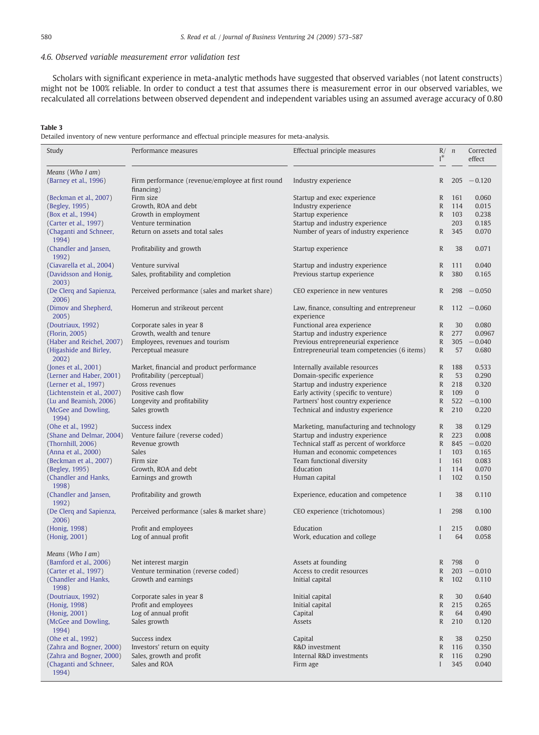### 4.6. Observed variable measurement error validation test

Scholars with significant experience in meta-analytic methods have suggested that observed variables (not latent constructs) might not be 100% reliable. In order to conduct a test that assumes there is measurement error in our observed variables, we recalculated all correlations between observed dependent and independent variables using an assumed average accuracy of 0.80

**Table 3**
Detailed inventory of new venture performance and effectual principle measures for meta-analysis.

| Study | Performance measures | Effectual principle measures | R/I* | *n* | Corrected effect |
|---|---|---|---|---|---|
| *Means (Who I am)* | | | | | |
| (Barney et al., 1996) | Firm performance (revenue/employee at first round financing) | Industry experience | R | 205 | −0.120 |
| (Beckman et al., 2007) | Firm size | Startup and exec experience | R | 161 | 0.060 |
| (Begley, 1995) | Growth, ROA and debt | Industry experience | R | 114 | 0.015 |
| (Box et al., 1994) | Growth in employment | Startup experience | R | 103 | 0.238 |
| (Carter et al., 1997) | Venture termination | Startup and industry experience | | 203 | 0.185 |
| (Chaganti and Schneer, 1994) | Return on assets and total sales | Number of years of industry experience | R | 345 | 0.070 |
| (Chandler and Jansen, 1992) | Profitability and growth | Startup experience | R | 38 | 0.071 |
| (Ciavarella et al., 2004) | Venture survival | Startup and industry experience | R | 111 | 0.040 |
| (Davidsson and Honig, 2003) | Sales, profitability and completion | Previous startup experience | R | 380 | 0.165 |
| (De Clerq and Sapienza, 2006) | Perceived performance (sales and market share) | CEO experience in new ventures | R | 298 | −0.050 |
| (Dimov and Shepherd, 2005) | Homerun and strikeout percent | Law, finance, consulting and entrepreneur experience | R | 112 | −0.060 |
| (Doutriaux, 1992) | Corporate sales in year 8 | Functional area experience | R | 30 | 0.080 |
| (Florin, 2005) | Growth, wealth and tenure | Startup and industry experience | R | 277 | 0.0967 |
| (Haber and Reichel, 2007) | Employees, revenues and tourism | Previous entrepreneurial experience | R | 305 | −0.040 |
| (Higashide and Birley, 2002) | Perceptual measure | Entrepreneurial team competencies (6 items) | R | 57 | 0.680 |
| (Jones et al., 2001) | Market, financial and product performance | Internally available resources | R | 188 | 0.533 |
| (Lerner and Haber, 2001) | Profitability (perceptual) | Domain-specific experience | R | 53 | 0.290 |
| (Lerner et al., 1997) | Gross revenues | Startup and industry experience | R | 218 | 0.320 |
| (Lichtenstein et al., 2007) | Positive cash flow | Early activity (specific to venture) | R | 109 | 0 |
| (Lu and Beamish, 2006) | Longevity and profitability | Partners' host country experience | R | 522 | −0.100 |
| (McGee and Dowling, 1994) | Sales growth | Technical and industry experience | R | 210 | 0.220 |
| (Ohe et al., 1992) | Success index | Marketing, manufacturing and technology | R | 38 | 0.129 |
| (Shane and Delmar, 2004) | Venture failure (reverse coded) | Startup and industry experience | R | 223 | 0.008 |
| (Thornhill, 2006) | Revenue growth | Technical staff as percent of workforce | R | 845 | −0.020 |
| (Anna et al., 2000) | Sales | Human and economic competences | I | 103 | 0.165 |
| (Beckman et al., 2007) | Firm size | Team functional diversity | I | 161 | 0.083 |
| (Begley, 1995) | Growth, ROA and debt | Education | I | 114 | 0.070 |
| (Chandler and Hanks, 1998) | Earnings and growth | Human capital | I | 102 | 0.150 |
| (Chandler and Jansen, 1992) | Profitability and growth | Experience, education and competence | I | 38 | 0.110 |
| (De Clerq and Sapienza, 2006) | Perceived performance (sales & market share) | CEO experience (trichotomous) | I | 298 | 0.100 |
| (Honig, 1998) | Profit and employees | Education | I | 215 | 0.080 |
| (Honig, 2001) | Log of annual profit | Work, education and college | I | 64 | 0.058 |
| *Means (Who I am)* | | | | | |
| (Bamford et al., 2006) | Net interest margin | Assets at founding | R | 798 | 0 |
| (Carter et al., 1997) | Venture termination (reverse coded) | Access to credit resources | R | 203 | −0.010 |
| (Chandler and Hanks, 1998) | Growth and earnings | Initial capital | R | 102 | 0.110 |
| (Doutriaux, 1992) | Corporate sales in year 8 | Initial capital | R | 30 | 0.640 |
| (Honig, 1998) | Profit and employees | Initial capital | R | 215 | 0.265 |
| (Honig, 2001) | Log of annual profit | Capital | R | 64 | 0.490 |
| (McGee and Dowling, 1994) | Sales growth | Assets | R | 210 | 0.120 |
| (Ohe et al., 1992) | Success index | Capital | R | 38 | 0.250 |
| (Zahra and Bogner, 2000) | Investors' return on equity | R&D investment | R | 116 | 0.350 |
| (Zahra and Bogner, 2000) | Sales, growth and profit | Internal R&D investments | R | 116 | 0.290 |
| (Chaganti and Schneer, 1994) | Sales and ROA | Firm age | I | 345 | 0.040 |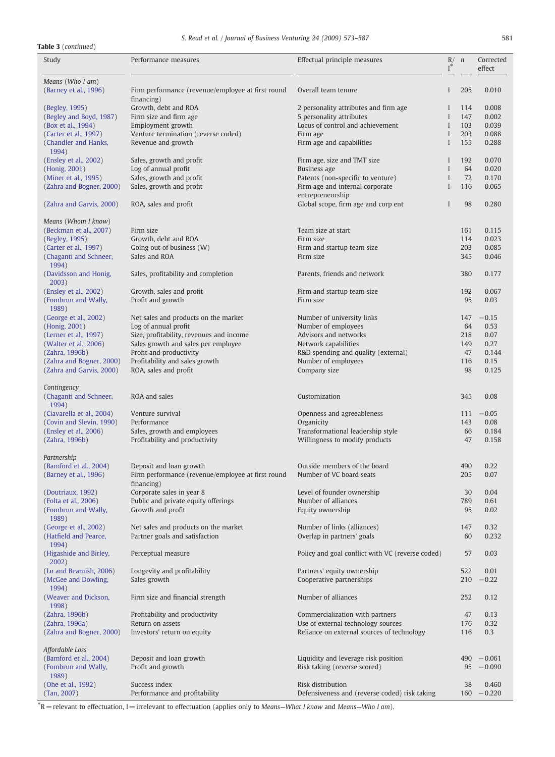**Table 3** (*continued*)

| Study | Performance measures | Effectual principle measures | R/I* | n | Corrected effect |
|---|---|---|---|---|---|
| *Means (Who I am)* | | | | | |
| (Barney et al., 1996) | Firm performance (revenue/employee at first round financing) | Overall team tenure | I | 205 | 0.010 |
| (Begley, 1995) | Growth, debt and ROA | 2 personality attributes and firm age | I | 114 | 0.008 |
| (Begley and Boyd, 1987) | Firm size and firm age | 5 personality attributes | I | 147 | 0.002 |
| (Box et al., 1994) | Employment growth | Locus of control and achievement | I | 103 | 0.039 |
| (Carter et al., 1997) | Venture termination (reverse coded) | Firm age | I | 203 | 0.088 |
| (Chandler and Hanks, 1994) | Revenue and growth | Firm age and capabilities | I | 155 | 0.288 |
| (Ensley et al., 2002) | Sales, growth and profit | Firm age, size and TMT size | I | 192 | 0.070 |
| (Honig, 2001) | Log of annual profit | Business age | I | 64 | 0.020 |
| (Miner et al., 1995) | Sales, growth and profit | Patents (non-specific to venture) | I | 72 | 0.170 |
| (Zahra and Bogner, 2000) | Sales, growth and profit | Firm age and internal corporate entrepreneurship | I | 116 | 0.065 |
| (Zahra and Garvis, 2000) | ROA, sales and profit | Global scope, firm age and corp ent | I | 98 | 0.280 |
| *Means (Whom I know)* | | | | | |
| (Beckman et al., 2007) | Firm size | Team size at start | | 161 | 0.115 |
| (Begley, 1995) | Growth, debt and ROA | Firm size | | 114 | 0.023 |
| (Carter et al., 1997) | Going out of business (W) | Firm and startup team size | | 203 | 0.085 |
| (Chaganti and Schneer, 1994) | Sales and ROA | Firm size | | 345 | 0.046 |
| (Davidsson and Honig, 2003) | Sales, profitability and completion | Parents, friends and network | | 380 | 0.177 |
| (Ensley et al., 2002) | Growth, sales and profit | Firm and startup team size | | 192 | 0.067 |
| (Fombrun and Wally, 1989) | Profit and growth | Firm size | | 95 | 0.03 |
| (George et al., 2002) | Net sales and products on the market | Number of university links | | 147 | −0.15 |
| (Honig, 2001) | Log of annual profit | Number of employees | | 64 | 0.53 |
| (Lerner et al., 1997) | Size, profitability, revenues and income | Advisors and networks | | 218 | 0.07 |
| (Walter et al., 2006) | Sales growth and sales per employee | Network capabilities | | 149 | 0.27 |
| (Zahra, 1996b) | Profit and productivity | R&D spending and quality (external) | | 47 | 0.144 |
| (Zahra and Bogner, 2000) | Profitability and sales growth | Number of employees | | 116 | 0.15 |
| (Zahra and Garvis, 2000) | ROA, sales and profit | Company size | | 98 | 0.125 |
| *Contingency* | | | | | |
| (Chaganti and Schneer, 1994) | ROA and sales | Customization | | 345 | 0.08 |
| (Ciavarella et al., 2004) | Venture survival | Openness and agreeableness | | 111 | −0.05 |
| (Covin and Slevin, 1990) | Performance | Organicity | | 143 | 0.08 |
| (Ensley et al., 2006) | Sales, growth and employees | Transformational leadership style | | 66 | 0.184 |
| (Zahra, 1996b) | Profitability and productivity | Willingness to modify products | | 47 | 0.158 |
| *Partnership* | | | | | |
| (Bamford et al., 2004) | Deposit and loan growth | Outside members of the board | | 490 | 0.22 |
| (Barney et al., 1996) | Firm performance (revenue/employee at first round financing) | Number of VC board seats | | 205 | 0.07 |
| (Doutriaux, 1992) | Corporate sales in year 8 | Level of founder ownership | | 30 | 0.04 |
| (Folta et al., 2006) | Public and private equity offerings | Number of alliances | | 789 | 0.61 |
| (Fombrun and Wally, 1989) | Growth and profit | Equity ownership | | 95 | 0.02 |
| (George et al., 2002) | Net sales and products on the market | Number of links (alliances) | | 147 | 0.32 |
| (Hatfield and Pearce, 1994) | Partner goals and satisfaction | Overlap in partners' goals | | 60 | 0.232 |
| (Higashide and Birley, 2002) | Perceptual measure | Policy and goal conflict with VC (reverse coded) | | 57 | 0.03 |
| (Lu and Beamish, 2006) | Longevity and profitability | Partners' equity ownership | | 522 | 0.01 |
| (McGee and Dowling, 1994) | Sales growth | Cooperative partnerships | | 210 | −0.22 |
| (Weaver and Dickson, 1998) | Firm size and financial strength | Number of alliances | | 252 | 0.12 |
| (Zahra, 1996b) | Profitability and productivity | Commercialization with partners | | 47 | 0.13 |
| (Zahra, 1996a) | Return on assets | Use of external technology sources | | 176 | 0.32 |
| (Zahra and Bogner, 2000) | Investors' return on equity | Reliance on external sources of technology | | 116 | 0.3 |
| *Affordable Loss* | | | | | |
| (Bamford et al., 2004) | Deposit and loan growth | Liquidity and leverage risk position | | 490 | −0.061 |
| (Fombrun and Wally, 1989) | Profit and growth | Risk taking (reverse scored) | | 95 | −0.090 |
| (Ohe et al., 1992) | Success index | Risk distribution | | 38 | 0.460 |
| (Tan, 2007) | Performance and profitability | Defensiveness and (reverse coded) risk taking | | 160 | −0.220 |

*R = relevant to effectuation, I = irrelevant to effectuation (applies only to *Means—What I know* and *Means—Who I am*).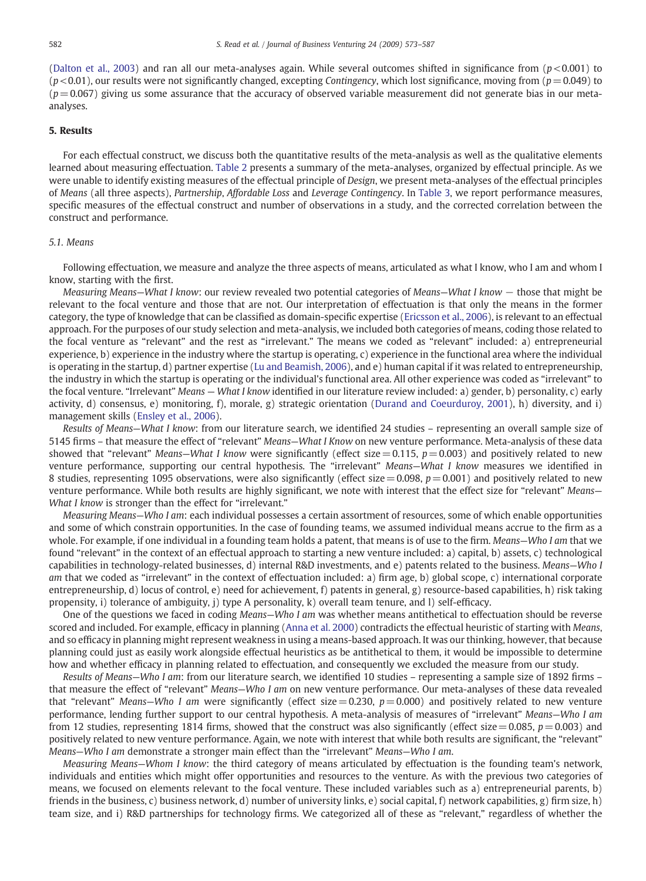(Dalton et al., 2003) and ran all our meta-analyses again. While several outcomes shifted in significance from ($p < 0.001$) to ($p < 0.01$), our results were not significantly changed, excepting *Contingency*, which lost significance, moving from ($p = 0.049$) to ($p = 0.067$) giving us some assurance that the accuracy of observed variable measurement did not generate bias in our meta-analyses.

## 5. Results

For each effectual construct, we discuss both the quantitative results of the meta-analysis as well as the qualitative elements learned about measuring effectuation. Table 2 presents a summary of the meta-analyses, organized by effectual principle. As we were unable to identify existing measures of the effectual principle of *Design*, we present meta-analyses of the effectual principles of *Means* (all three aspects), *Partnership*, *Affordable Loss* and *Leverage Contingency*. In Table 3, we report performance measures, specific measures of the effectual construct and number of observations in a study, and the corrected correlation between the construct and performance.

### 5.1. Means

Following effectuation, we measure and analyze the three aspects of means, articulated as what I know, who I am and whom I know, starting with the first.

*Measuring Means—What I know*: our review revealed two potential categories of *Means—What I know* — those that might be relevant to the focal venture and those that are not. Our interpretation of effectuation is that only the means in the former category, the type of knowledge that can be classified as domain-specific expertise (Ericsson et al., 2006), is relevant to an effectual approach. For the purposes of our study selection and meta-analysis, we included both categories of means, coding those related to the focal venture as "relevant" and the rest as "irrelevant." The means we coded as "relevant" included: a) entrepreneurial experience, b) experience in the industry where the startup is operating, c) experience in the functional area where the individual is operating in the startup, d) partner expertise (Lu and Beamish, 2006), and e) human capital if it was related to entrepreneurship, the industry in which the startup is operating or the individual's functional area. All other experience was coded as "irrelevant" to the focal venture. "Irrelevant" *Means — What I know* identified in our literature review included: a) gender, b) personality, c) early activity, d) consensus, e) monitoring, f), morale, g) strategic orientation (Durand and Coeurduroy, 2001), h) diversity, and i) management skills (Ensley et al., 2006).

*Results of Means—What I know*: from our literature search, we identified 24 studies – representing an overall sample size of 5145 firms – that measure the effect of "relevant" *Means—What I Know* on new venture performance. Meta-analysis of these data showed that "relevant" *Means—What I know* were significantly (effect size $= 0.115$, $p = 0.003$) and positively related to new venture performance, supporting our central hypothesis. The "irrelevant" *Means—What I know* measures we identified in 8 studies, representing 1095 observations, were also significantly (effect size $= 0.098$, $p = 0.001$) and positively related to new venture performance. While both results are highly significant, we note with interest that the effect size for "relevant" *Means—What I know* is stronger than the effect for "irrelevant."

*Measuring Means—Who I am*: each individual possesses a certain assortment of resources, some of which enable opportunities and some of which constrain opportunities. In the case of founding teams, we assumed individual means accrue to the firm as a whole. For example, if one individual in a founding team holds a patent, that means is of use to the firm. *Means—Who I am* that we found "relevant" in the context of an effectual approach to starting a new venture included: a) capital, b) assets, c) technological capabilities in technology-related businesses, d) internal R&D investments, and e) patents related to the business. *Means—Who I am* that we coded as "irrelevant" in the context of effectuation included: a) firm age, b) global scope, c) international corporate entrepreneurship, d) locus of control, e) need for achievement, f) patents in general, g) resource-based capabilities, h) risk taking propensity, i) tolerance of ambiguity, j) type A personality, k) overall team tenure, and l) self-efficacy.

One of the questions we faced in coding *Means—Who I am* was whether means antithetical to effectuation should be reverse scored and included. For example, efficacy in planning (Anna et al. 2000) contradicts the effectual heuristic of starting with *Means*, and so efficacy in planning might represent weakness in using a means-based approach. It was our thinking, however, that because planning could just as easily work alongside effectual heuristics as be antithetical to them, it would be impossible to determine how and whether efficacy in planning related to effectuation, and consequently we excluded the measure from our study.

*Results of Means—Who I am*: from our literature search, we identified 10 studies – representing a sample size of 1892 firms – that measure the effect of "relevant" *Means—Who I am* on new venture performance. Our meta-analyses of these data revealed that "relevant" *Means—Who I am* were significantly (effect size $= 0.230$, $p = 0.000$) and positively related to new venture performance, lending further support to our central hypothesis. A meta-analysis of measures of "irrelevant" *Means—Who I am* from 12 studies, representing 1814 firms, showed that the construct was also significantly (effect size $= 0.085$, $p = 0.003$) and positively related to new venture performance. Again, we note with interest that while both results are significant, the "relevant" *Means—Who I am* demonstrate a stronger main effect than the "irrelevant" *Means—Who I am*.

*Measuring Means—Whom I know*: the third category of means articulated by effectuation is the founding team's network, individuals and entities which might offer opportunities and resources to the venture. As with the previous two categories of means, we focused on elements relevant to the focal venture. These included variables such as a) entrepreneurial parents, b) friends in the business, c) business network, d) number of university links, e) social capital, f) network capabilities, g) firm size, h) team size, and i) R&D partnerships for technology firms. We categorized all of these as "relevant," regardless of whether the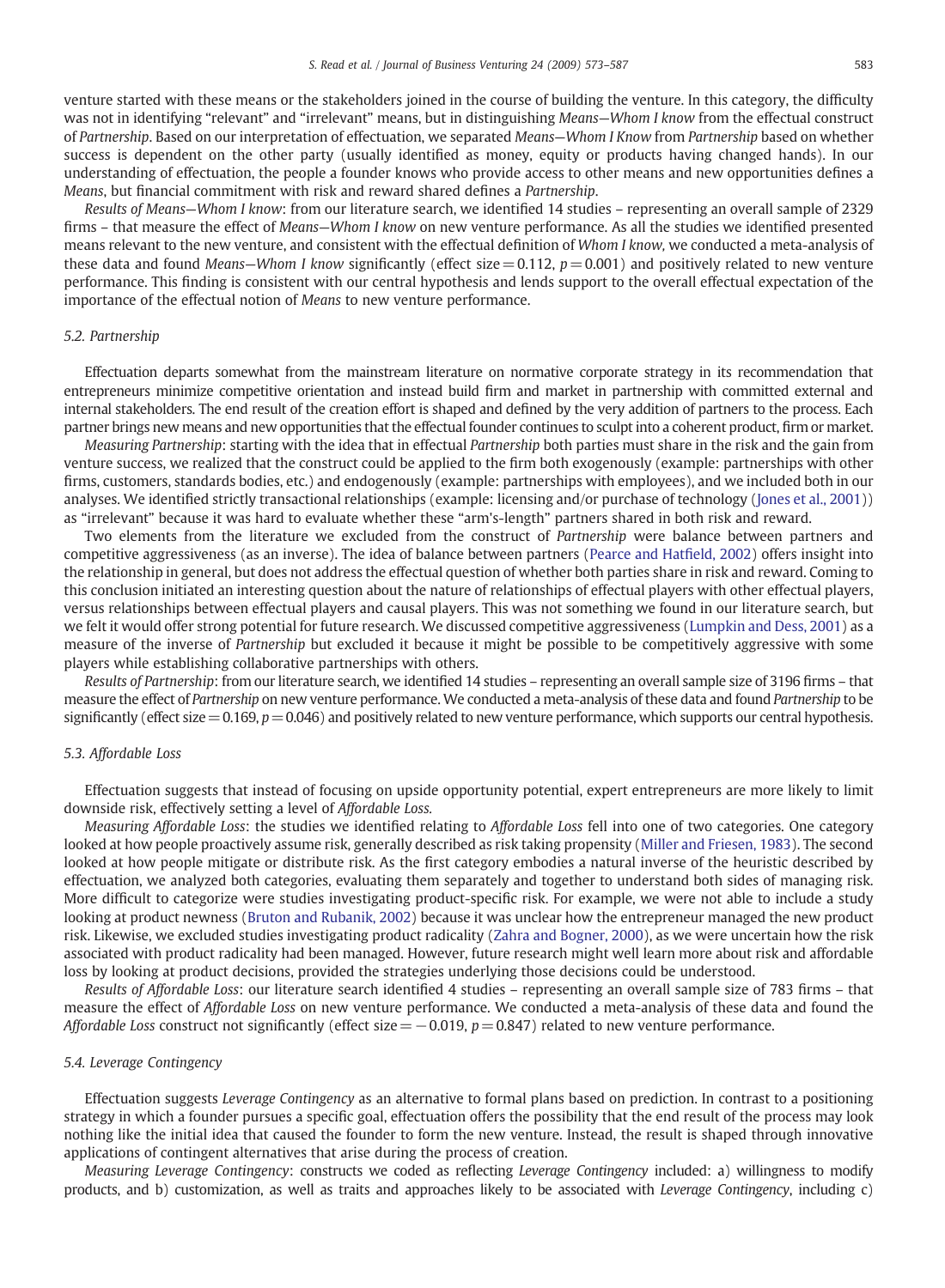venture started with these means or the stakeholders joined in the course of building the venture. In this category, the difficulty was not in identifying "relevant" and "irrelevant" means, but in distinguishing *Means—Whom I know* from the effectual construct of *Partnership*. Based on our interpretation of effectuation, we separated *Means—Whom I Know* from *Partnership* based on whether success is dependent on the other party (usually identified as money, equity or products having changed hands). In our understanding of effectuation, the people a founder knows who provide access to other means and new opportunities defines a *Means*, but financial commitment with risk and reward shared defines a *Partnership*.

*Results of Means—Whom I know*: from our literature search, we identified 14 studies – representing an overall sample of 2329 firms – that measure the effect of *Means—Whom I know* on new venture performance. As all the studies we identified presented means relevant to the new venture, and consistent with the effectual definition of *Whom I know,* we conducted a meta-analysis of these data and found *Means—Whom I know* significantly (effect size $= 0.112$, $p = 0.001$) and positively related to new venture performance. This finding is consistent with our central hypothesis and lends support to the overall effectual expectation of the importance of the effectual notion of *Means* to new venture performance.

### *5.2. Partnership*

Effectuation departs somewhat from the mainstream literature on normative corporate strategy in its recommendation that entrepreneurs minimize competitive orientation and instead build firm and market in partnership with committed external and internal stakeholders. The end result of the creation effort is shaped and defined by the very addition of partners to the process. Each partner brings new means and new opportunities that the effectual founder continues to sculpt into a coherent product, firm or market.

*Measuring Partnership*: starting with the idea that in effectual *Partnership* both parties must share in the risk and the gain from venture success, we realized that the construct could be applied to the firm both exogenously (example: partnerships with other firms, customers, standards bodies, etc.) and endogenously (example: partnerships with employees), and we included both in our analyses. We identified strictly transactional relationships (example: licensing and/or purchase of technology (Jones et al., 2001)) as "irrelevant" because it was hard to evaluate whether these "arm's-length" partners shared in both risk and reward.

Two elements from the literature we excluded from the construct of *Partnership* were balance between partners and competitive aggressiveness (as an inverse). The idea of balance between partners (Pearce and Hatfield, 2002) offers insight into the relationship in general, but does not address the effectual question of whether both parties share in risk and reward. Coming to this conclusion initiated an interesting question about the nature of relationships of effectual players with other effectual players, versus relationships between effectual players and causal players. This was not something we found in our literature search, but we felt it would offer strong potential for future research. We discussed competitive aggressiveness (Lumpkin and Dess, 2001) as a measure of the inverse of *Partnership* but excluded it because it might be possible to be competitively aggressive with some players while establishing collaborative partnerships with others.

*Results of Partnership*: from our literature search, we identified 14 studies – representing an overall sample size of 3196 firms – that measure the effect of *Partnership* on new venture performance. We conducted a meta-analysis of these data and found *Partnership* to be significantly (effect size $= 0.169$, $p = 0.046$) and positively related to new venture performance, which supports our central hypothesis.

### *5.3. Affordable Loss*

Effectuation suggests that instead of focusing on upside opportunity potential, expert entrepreneurs are more likely to limit downside risk, effectively setting a level of *Affordable Loss.*

*Measuring Affordable Loss*: the studies we identified relating to *Affordable Loss* fell into one of two categories. One category looked at how people proactively assume risk, generally described as risk taking propensity (Miller and Friesen, 1983). The second looked at how people mitigate or distribute risk. As the first category embodies a natural inverse of the heuristic described by effectuation, we analyzed both categories, evaluating them separately and together to understand both sides of managing risk. More difficult to categorize were studies investigating product-specific risk. For example, we were not able to include a study looking at product newness (Bruton and Rubanik, 2002) because it was unclear how the entrepreneur managed the new product risk. Likewise, we excluded studies investigating product radicality (Zahra and Bogner, 2000), as we were uncertain how the risk associated with product radicality had been managed. However, future research might well learn more about risk and affordable loss by looking at product decisions, provided the strategies underlying those decisions could be understood.

*Results of Affordable Loss*: our literature search identified 4 studies – representing an overall sample size of 783 firms – that measure the effect of *Affordable Loss* on new venture performance. We conducted a meta-analysis of these data and found the *Affordable Loss* construct not significantly (effect size $= -0.019$, $p = 0.847$) related to new venture performance.

### *5.4. Leverage Contingency*

Effectuation suggests *Leverage Contingency* as an alternative to formal plans based on prediction. In contrast to a positioning strategy in which a founder pursues a specific goal, effectuation offers the possibility that the end result of the process may look nothing like the initial idea that caused the founder to form the new venture. Instead, the result is shaped through innovative applications of contingent alternatives that arise during the process of creation.

*Measuring Leverage Contingency*: constructs we coded as reflecting *Leverage Contingency* included: a) willingness to modify products, and b) customization, as well as traits and approaches likely to be associated with *Leverage Contingency*, including c)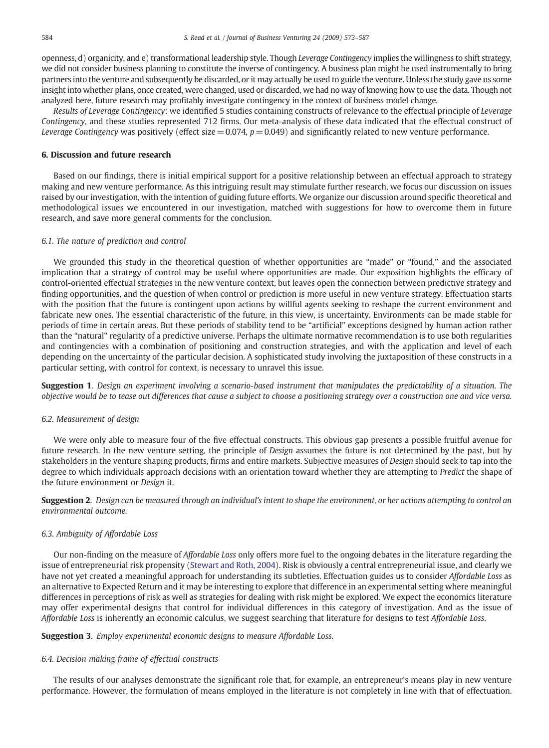openness, d) organicity, and e) transformational leadership style. Though *Leverage Contingency* implies the willingness to shift strategy, we did not consider business planning to constitute the inverse of contingency. A business plan might be used instrumentally to bring partners into the venture and subsequently be discarded, or it may actually be used to guide the venture. Unless the study gave us some insight into whether plans, once created, were changed, used or discarded, we had no way of knowing how to use the data. Though not analyzed here, future research may profitably investigate contingency in the context of business model change.

*Results of Leverage Contingency*: we identified 5 studies containing constructs of relevance to the effectual principle of *Leverage Contingency*, and these studies represented 712 firms. Our meta-analysis of these data indicated that the effectual construct of *Leverage Contingency* was positively (effect size $= 0.074$, $p = 0.049$) and significantly related to new venture performance.

## 6. Discussion and future research

Based on our findings, there is initial empirical support for a positive relationship between an effectual approach to strategy making and new venture performance. As this intriguing result may stimulate further research, we focus our discussion on issues raised by our investigation, with the intention of guiding future efforts. We organize our discussion around specific theoretical and methodological issues we encountered in our investigation, matched with suggestions for how to overcome them in future research, and save more general comments for the conclusion.

### 6.1. The nature of prediction and control

We grounded this study in the theoretical question of whether opportunities are "made" or "found," and the associated implication that a strategy of control may be useful where opportunities are made. Our exposition highlights the efficacy of control-oriented effectual strategies in the new venture context, but leaves open the connection between predictive strategy and finding opportunities, and the question of when control or prediction is more useful in new venture strategy. Effectuation starts with the position that the future is contingent upon actions by willful agents seeking to reshape the current environment and fabricate new ones. The essential characteristic of the future, in this view, is uncertainty. Environments can be made stable for periods of time in certain areas. But these periods of stability tend to be "artificial" exceptions designed by human action rather than the "natural" regularity of a predictive universe. Perhaps the ultimate normative recommendation is to use both regularities and contingencies with a combination of positioning and construction strategies, and with the application and level of each depending on the uncertainty of the particular decision. A sophisticated study involving the juxtaposition of these constructs in a particular setting, with control for context, is necessary to unravel this issue.

**Suggestion 1**. *Design an experiment involving a scenario-based instrument that manipulates the predictability of a situation. The objective would be to tease out differences that cause a subject to choose a positioning strategy over a construction one and vice versa.*

### 6.2. Measurement of design

We were only able to measure four of the five effectual constructs. This obvious gap presents a possible fruitful avenue for future research. In the new venture setting, the principle of *Design* assumes the future is not determined by the past, but by stakeholders in the venture shaping products, firms and entire markets. Subjective measures of *Design* should seek to tap into the degree to which individuals approach decisions with an orientation toward whether they are attempting to *Predict* the shape of the future environment or *Design* it.

**Suggestion 2**. *Design can be measured through an individual's intent to shape the environment, or her actions attempting to control an environmental outcome.*

### 6.3. Ambiguity of Affordable Loss

Our non-finding on the measure of *Affordable Loss* only offers more fuel to the ongoing debates in the literature regarding the issue of entrepreneurial risk propensity (Stewart and Roth, 2004). Risk is obviously a central entrepreneurial issue, and clearly we have not yet created a meaningful approach for understanding its subtleties. Effectuation guides us to consider *Affordable Loss* as an alternative to Expected Return and it may be interesting to explore that difference in an experimental setting where meaningful differences in perceptions of risk as well as strategies for dealing with risk might be explored. We expect the economics literature may offer experimental designs that control for individual differences in this category of investigation. And as the issue of *Affordable Loss* is inherently an economic calculus, we suggest searching that literature for designs to test *Affordable Loss*.

**Suggestion 3**. *Employ experimental economic designs to measure Affordable Loss.*

### 6.4. Decision making frame of effectual constructs

The results of our analyses demonstrate the significant role that, for example, an entrepreneur's means play in new venture performance. However, the formulation of means employed in the literature is not completely in line with that of effectuation.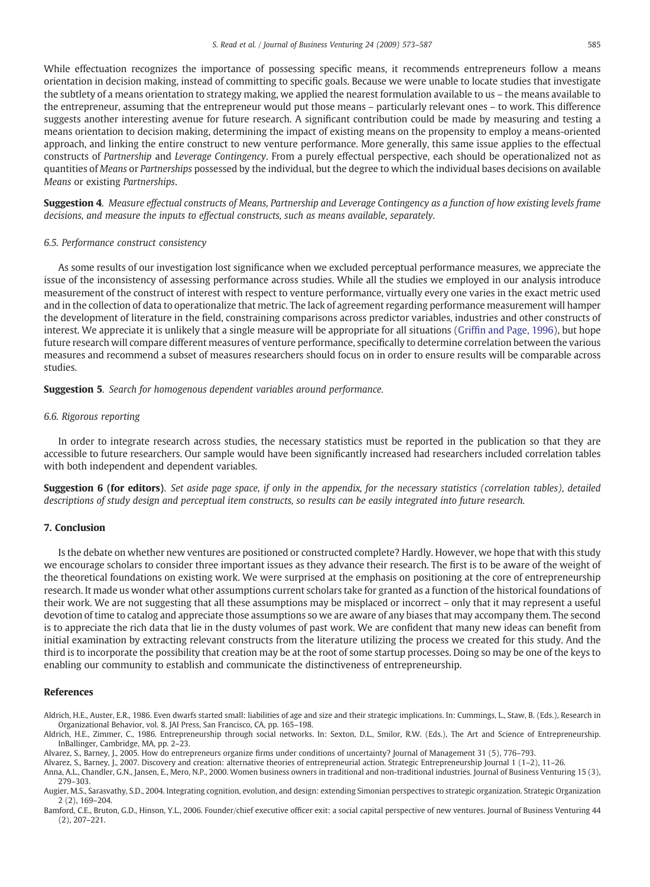While effectuation recognizes the importance of possessing specific means, it recommends entrepreneurs follow a means orientation in decision making, instead of committing to specific goals. Because we were unable to locate studies that investigate the subtlety of a means orientation to strategy making, we applied the nearest formulation available to us – the means available to the entrepreneur, assuming that the entrepreneur would put those means – particularly relevant ones – to work. This difference suggests another interesting avenue for future research. A significant contribution could be made by measuring and testing a means orientation to decision making, determining the impact of existing means on the propensity to employ a means-oriented approach, and linking the entire construct to new venture performance. More generally, this same issue applies to the effectual constructs of *Partnership* and *Leverage Contingency*. From a purely effectual perspective, each should be operationalized not as quantities of *Means* or *Partnerships* possessed by the individual, but the degree to which the individual bases decisions on available *Means* or existing *Partnerships*.

**Suggestion 4**. *Measure effectual constructs of Means, Partnership and Leverage Contingency as a function of how existing levels frame decisions, and measure the inputs to effectual constructs, such as means available, separately.*

### 6.5. Performance construct consistency

As some results of our investigation lost significance when we excluded perceptual performance measures, we appreciate the issue of the inconsistency of assessing performance across studies. While all the studies we employed in our analysis introduce measurement of the construct of interest with respect to venture performance, virtually every one varies in the exact metric used and in the collection of data to operationalize that metric. The lack of agreement regarding performance measurement will hamper the development of literature in the field, constraining comparisons across predictor variables, industries and other constructs of interest. We appreciate it is unlikely that a single measure will be appropriate for all situations (Griffin and Page, 1996), but hope future research will compare different measures of venture performance, specifically to determine correlation between the various measures and recommend a subset of measures researchers should focus on in order to ensure results will be comparable across studies.

**Suggestion 5**. *Search for homogenous dependent variables around performance.*

### 6.6. Rigorous reporting

In order to integrate research across studies, the necessary statistics must be reported in the publication so that they are accessible to future researchers. Our sample would have been significantly increased had researchers included correlation tables with both independent and dependent variables.

**Suggestion 6 (for editors)**. *Set aside page space, if only in the appendix, for the necessary statistics (correlation tables), detailed descriptions of study design and perceptual item constructs, so results can be easily integrated into future research.*

## 7. Conclusion

Is the debate on whether new ventures are positioned or constructed complete? Hardly. However, we hope that with this study we encourage scholars to consider three important issues as they advance their research. The first is to be aware of the weight of the theoretical foundations on existing work. We were surprised at the emphasis on positioning at the core of entrepreneurship research. It made us wonder what other assumptions current scholars take for granted as a function of the historical foundations of their work. We are not suggesting that all these assumptions may be misplaced or incorrect – only that it may represent a useful devotion of time to catalog and appreciate those assumptions so we are aware of any biases that may accompany them. The second is to appreciate the rich data that lie in the dusty volumes of past work. We are confident that many new ideas can benefit from initial examination by extracting relevant constructs from the literature utilizing the process we created for this study. And the third is to incorporate the possibility that creation may be at the root of some startup processes. Doing so may be one of the keys to enabling our community to establish and communicate the distinctiveness of entrepreneurship.

## References

Aldrich, H.E., Auster, E.R., 1986. Even dwarfs started small: liabilities of age and size and their strategic implications. In: Cummings, L., Staw, B. (Eds.), Research in Organizational Behavior, vol. 8. JAI Press, San Francisco, CA, pp. 165–198.

Aldrich, H.E., Zimmer, C., 1986. Entrepreneurship through social networks. In: Sexton, D.L., Smilor, R.W. (Eds.), The Art and Science of Entrepreneurship. InBallinger, Cambridge, MA, pp. 2–23.

Alvarez, S., Barney, J., 2005. How do entrepreneurs organize firms under conditions of uncertainty? Journal of Management 31 (5), 776–793.

Alvarez, S., Barney, J., 2007. Discovery and creation: alternative theories of entrepreneurial action. Strategic Entrepreneurship Journal 1 (1–2), 11–26.

Anna, A.L., Chandler, G.N., Jansen, E., Mero, N.P., 2000. Women business owners in traditional and non-traditional industries. Journal of Business Venturing 15 (3), 279–303.

Augier, M.S., Sarasvathy, S.D., 2004. Integrating cognition, evolution, and design: extending Simonian perspectives to strategic organization. Strategic Organization 2 (2), 169–204.

Bamford, C.E., Bruton, G.D., Hinson, Y.L., 2006. Founder/chief executive officer exit: a social capital perspective of new ventures. Journal of Business Venturing 44 (2), 207–221.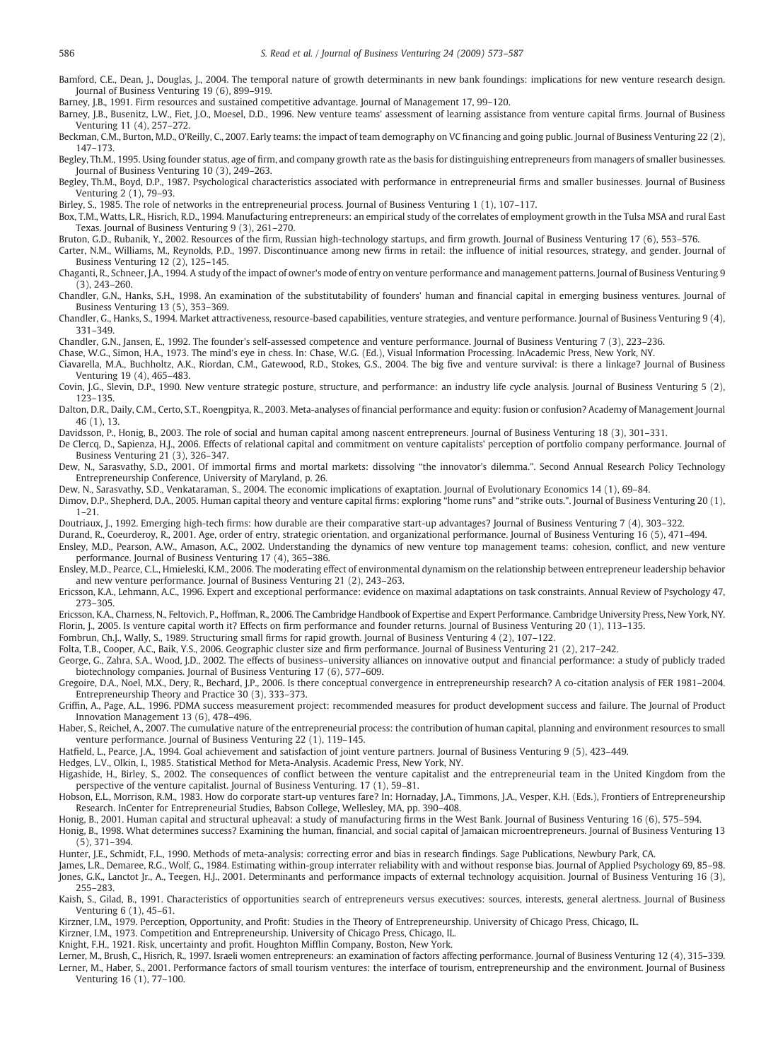Bamford, C.E., Dean, J., Douglas, J., 2004. The temporal nature of growth determinants in new bank foundings: implications for new venture research design. Journal of Business Venturing 19 (6), 899–919.

Barney, J.B., 1991. Firm resources and sustained competitive advantage. Journal of Management 17, 99–120.

Barney, J.B., Busenitz, L.W., Fiet, J.O., Moesel, D.D., 1996. New venture teams' assessment of learning assistance from venture capital firms. Journal of Business Venturing 11 (4), 257–272.

Beckman, C.M., Burton, M.D., O'Reilly, C., 2007. Early teams: the impact of team demography on VC financing and going public. Journal of Business Venturing 22 (2), 147–173.

Begley, Th.M., 1995. Using founder status, age of firm, and company growth rate as the basis for distinguishing entrepreneurs from managers of smaller businesses. Journal of Business Venturing 10 (3), 249–263.

Begley, Th.M., Boyd, D.P., 1987. Psychological characteristics associated with performance in entrepreneurial firms and smaller businesses. Journal of Business Venturing 2 (1), 79–93.

Birley, S., 1985. The role of networks in the entrepreneurial process. Journal of Business Venturing 1 (1), 107–117.

Box, T.M., Watts, L.R., Hisrich, R.D., 1994. Manufacturing entrepreneurs: an empirical study of the correlates of employment growth in the Tulsa MSA and rural East Texas. Journal of Business Venturing 9 (3), 261–270.

Bruton, G.D., Rubanik, Y., 2002. Resources of the firm, Russian high-technology startups, and firm growth. Journal of Business Venturing 17 (6), 553–576.

Carter, N.M., Williams, M., Reynolds, P.D., 1997. Discontinuance among new firms in retail: the influence of initial resources, strategy, and gender. Journal of Business Venturing 12 (2), 125–145.

Chaganti, R., Schneer, J.A., 1994. A study of the impact of owner's mode of entry on venture performance and management patterns. Journal of Business Venturing 9 (3), 243–260.

Chandler, G.N., Hanks, S.H., 1998. An examination of the substitutability of founders' human and financial capital in emerging business ventures. Journal of Business Venturing 13 (5), 353–369.

Chandler, G., Hanks, S., 1994. Market attractiveness, resource-based capabilities, venture strategies, and venture performance. Journal of Business Venturing 9 (4), 331–349.

Chandler, G.N., Jansen, E., 1992. The founder's self-assessed competence and venture performance. Journal of Business Venturing 7 (3), 223–236.

Chase, W.G., Simon, H.A., 1973. The mind's eye in chess. In: Chase, W.G. (Ed.), Visual Information Processing. InAcademic Press, New York, NY.

Ciavarella, M.A., Buchholtz, A.K., Riordan, C.M., Gatewood, R.D., Stokes, G.S., 2004. The big five and venture survival: is there a linkage? Journal of Business Venturing 19 (4), 465–483.

Covin, J.G., Slevin, D.P., 1990. New venture strategic posture, structure, and performance: an industry life cycle analysis. Journal of Business Venturing 5 (2), 123–135.

Dalton, D.R., Daily, C.M., Certo, S.T., Roengpitya, R., 2003. Meta-analyses of financial performance and equity: fusion or confusion? Academy of Management Journal 46 (1), 13.

Davidsson, P., Honig, B., 2003. The role of social and human capital among nascent entrepreneurs. Journal of Business Venturing 18 (3), 301–331.

De Clercq, D., Sapienza, H.J., 2006. Effects of relational capital and commitment on venture capitalists' perception of portfolio company performance. Journal of Business Venturing 21 (3), 326–347.

Dew, N., Sarasvathy, S.D., 2001. Of immortal firms and mortal markets: dissolving "the innovator's dilemma.". Second Annual Research Policy Technology Entrepreneurship Conference, University of Maryland, p. 26.

Dew, N., Sarasvathy, S.D., Venkataraman, S., 2004. The economic implications of exaptation. Journal of Evolutionary Economics 14 (1), 69–84.

Dimov, D.P., Shepherd, D.A., 2005. Human capital theory and venture capital firms: exploring "home runs" and "strike outs.". Journal of Business Venturing 20 (1), 1–21.

Doutriaux, J., 1992. Emerging high-tech firms: how durable are their comparative start-up advantages? Journal of Business Venturing 7 (4), 303–322.

Durand, R., Coeurderoy, R., 2001. Age, order of entry, strategic orientation, and organizational performance. Journal of Business Venturing 16 (5), 471–494.

Ensley, M.D., Pearson, A.W., Amason, A.C., 2002. Understanding the dynamics of new venture top management teams: cohesion, conflict, and new venture performance. Journal of Business Venturing 17 (4), 365–386.

Ensley, M.D., Pearce, C.L., Hmieleski, K.M., 2006. The moderating effect of environmental dynamism on the relationship between entrepreneur leadership behavior and new venture performance. Journal of Business Venturing 21 (2), 243–263.

Ericsson, K.A., Lehmann, A.C., 1996. Expert and exceptional performance: evidence on maximal adaptations on task constraints. Annual Review of Psychology 47, 273–305.

Ericsson, K.A., Charness, N., Feltovich, P., Hoffman, R., 2006. The Cambridge Handbook of Expertise and Expert Performance. Cambridge University Press, New York, NY.

Florin, J., 2005. Is venture capital worth it? Effects on firm performance and founder returns. Journal of Business Venturing 20 (1), 113–135.

Fombrun, Ch.J., Wally, S., 1989. Structuring small firms for rapid growth. Journal of Business Venturing 4 (2), 107–122.

Folta, T.B., Cooper, A.C., Baik, Y.S., 2006. Geographic cluster size and firm performance. Journal of Business Venturing 21 (2), 217–242.

George, G., Zahra, S.A., Wood, J.D., 2002. The effects of business–university alliances on innovative output and financial performance: a study of publicly traded biotechnology companies. Journal of Business Venturing 17 (6), 577–609.

Gregoire, D.A., Noel, M.X., Dery, R., Bechard, J.P., 2006. Is there conceptual convergence in entrepreneurship research? A co-citation analysis of FER 1981–2004. Entrepreneurship Theory and Practice 30 (3), 333–373.

Griffin, A., Page, A.L., 1996. PDMA success measurement project: recommended measures for product development success and failure. The Journal of Product Innovation Management 13 (6), 478–496.

Haber, S., Reichel, A., 2007. The cumulative nature of the entrepreneurial process: the contribution of human capital, planning and environment resources to small venture performance. Journal of Business Venturing 22 (1), 119–145.

Hatfield, L., Pearce, J.A., 1994. Goal achievement and satisfaction of joint venture partners. Journal of Business Venturing 9 (5), 423–449.

Hedges, L.V., Olkin, I., 1985. Statistical Method for Meta-Analysis. Academic Press, New York, NY.

Higashide, H., Birley, S., 2002. The consequences of conflict between the venture capitalist and the entrepreneurial team in the United Kingdom from the perspective of the venture capitalist. Journal of Business Venturing. 17 (1), 59–81.

Hobson, E.L., Morrison, R.M., 1983. How do corporate start-up ventures fare? In: Hornaday, J.A., Timmons, J.A., Vesper, K.H. (Eds.), Frontiers of Entrepreneurship Research. InCenter for Entrepreneurial Studies, Babson College, Wellesley, MA, pp. 390–408.

Honig, B., 2001. Human capital and structural upheaval: a study of manufacturing firms in the West Bank. Journal of Business Venturing 16 (6), 575–594.

Honig, B., 1998. What determines success? Examining the human, financial, and social capital of Jamaican microentrepreneurs. Journal of Business Venturing 13 (5), 371–394.

Hunter, J.E., Schmidt, F.L., 1990. Methods of meta-analysis: correcting error and bias in research findings. Sage Publications, Newbury Park, CA.

James, L.R., Demaree, R.G., Wolf, G., 1984. Estimating within-group interrater reliability with and without response bias. Journal of Applied Psychology 69, 85–98.

Jones, G.K., Lanctot Jr., A., Teegen, H.J., 2001. Determinants and performance impacts of external technology acquisition. Journal of Business Venturing 16 (3), 255–283.

Kaish, S., Gilad, B., 1991. Characteristics of opportunities search of entrepreneurs versus executives: sources, interests, general alertness. Journal of Business Venturing 6 (1), 45–61.

Kirzner, I.M., 1979. Perception, Opportunity, and Profit: Studies in the Theory of Entrepreneurship. University of Chicago Press, Chicago, IL.

Kirzner, I.M., 1973. Competition and Entrepreneurship. University of Chicago Press, Chicago, IL.

Knight, F.H., 1921. Risk, uncertainty and profit. Houghton Mifflin Company, Boston, New York.

Lerner, M., Brush, C., Hisrich, R., 1997. Israeli women entrepreneurs: an examination of factors affecting performance. Journal of Business Venturing 12 (4), 315–339.

Lerner, M., Haber, S., 2001. Performance factors of small tourism ventures: the interface of tourism, entrepreneurship and the environment. Journal of Business Venturing 16 (1), 77–100.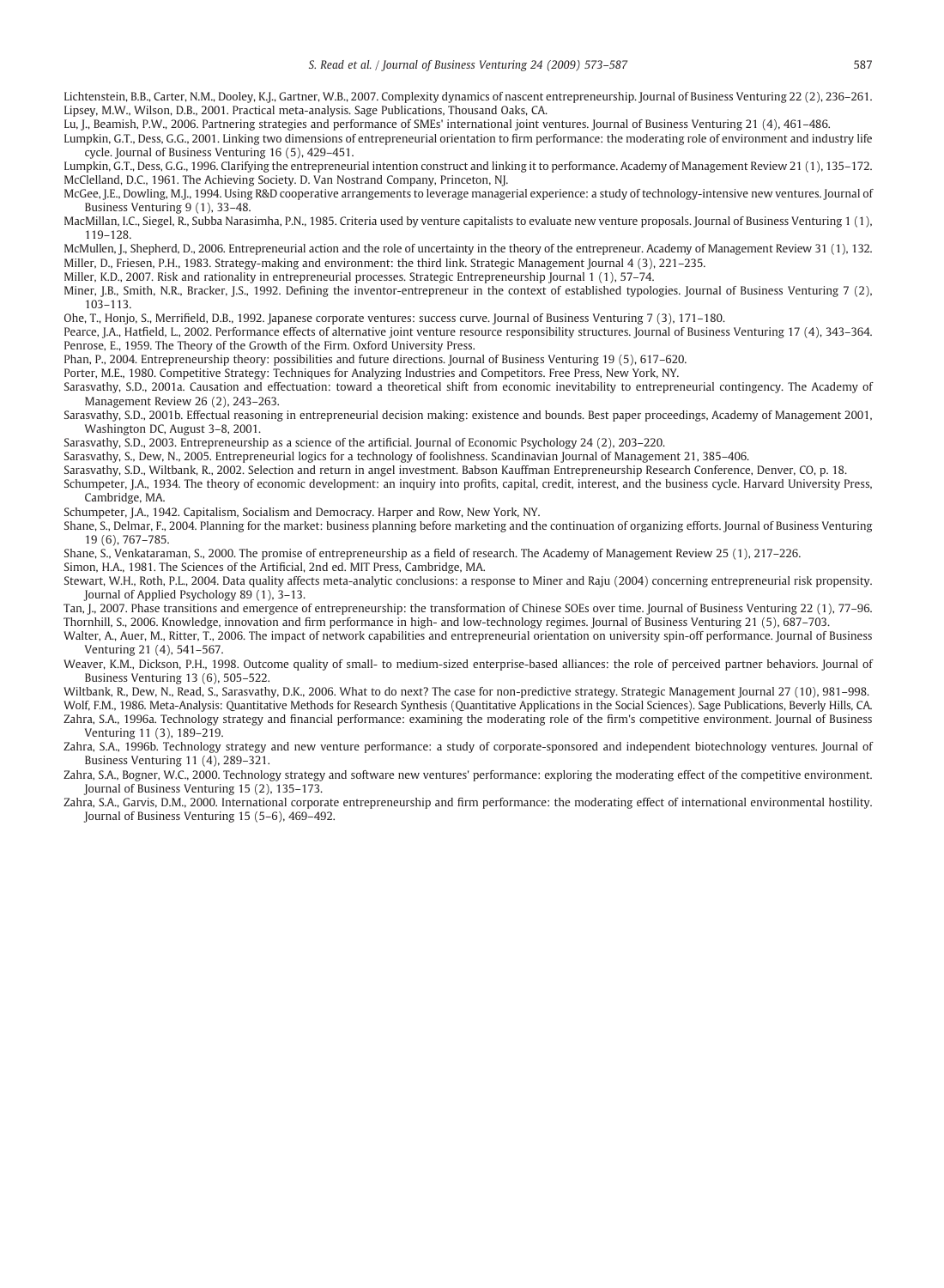Lichtenstein, B.B., Carter, N.M., Dooley, K.J., Gartner, W.B., 2007. Complexity dynamics of nascent entrepreneurship. Journal of Business Venturing 22 (2), 236–261.

Lipsey, M.W., Wilson, D.B., 2001. Practical meta-analysis. Sage Publications, Thousand Oaks, CA.

Lu, J., Beamish, P.W., 2006. Partnering strategies and performance of SMEs' international joint ventures. Journal of Business Venturing 21 (4), 461–486.

Lumpkin, G.T., Dess, G.G., 2001. Linking two dimensions of entrepreneurial orientation to firm performance: the moderating role of environment and industry life cycle. Journal of Business Venturing 16 (5), 429–451.

Lumpkin, G.T., Dess, G.G., 1996. Clarifying the entrepreneurial intention construct and linking it to performance. Academy of Management Review 21 (1), 135–172.

McClelland, D.C., 1961. The Achieving Society. D. Van Nostrand Company, Princeton, NJ.

McGee, J.E., Dowling, M.J., 1994. Using R&D cooperative arrangements to leverage managerial experience: a study of technology-intensive new ventures. Journal of Business Venturing 9 (1), 33–48.

MacMillan, I.C., Siegel, R., Subba Narasimha, P.N., 1985. Criteria used by venture capitalists to evaluate new venture proposals. Journal of Business Venturing 1 (1), 119–128.

McMullen, J., Shepherd, D., 2006. Entrepreneurial action and the role of uncertainty in the theory of the entrepreneur. Academy of Management Review 31 (1), 132.

Miller, D., Friesen, P.H., 1983. Strategy-making and environment: the third link. Strategic Management Journal 4 (3), 221–235.

Miller, K.D., 2007. Risk and rationality in entrepreneurial processes. Strategic Entrepreneurship Journal 1 (1), 57–74.

Miner, J.B., Smith, N.R., Bracker, J.S., 1992. Defining the inventor-entrepreneur in the context of established typologies. Journal of Business Venturing 7 (2), 103–113.

Ohe, T., Honjo, S., Merrifield, D.B., 1992. Japanese corporate ventures: success curve. Journal of Business Venturing 7 (3), 171–180.

Pearce, J.A., Hatfield, L., 2002. Performance effects of alternative joint venture resource responsibility structures. Journal of Business Venturing 17 (4), 343–364.

Penrose, E., 1959. The Theory of the Growth of the Firm. Oxford University Press.

Phan, P., 2004. Entrepreneurship theory: possibilities and future directions. Journal of Business Venturing 19 (5), 617–620.

Porter, M.E., 1980. Competitive Strategy: Techniques for Analyzing Industries and Competitors. Free Press, New York, NY.

Sarasvathy, S.D., 2001a. Causation and effectuation: toward a theoretical shift from economic inevitability to entrepreneurial contingency. The Academy of Management Review 26 (2), 243–263.

Sarasvathy, S.D., 2001b. Effectual reasoning in entrepreneurial decision making: existence and bounds. Best paper proceedings, Academy of Management 2001, Washington DC, August 3–8, 2001.

Sarasvathy, S.D., 2003. Entrepreneurship as a science of the artificial. Journal of Economic Psychology 24 (2), 203–220.

Sarasvathy, S., Dew, N., 2005. Entrepreneurial logics for a technology of foolishness. Scandinavian Journal of Management 21, 385–406.

Sarasvathy, S.D., Wiltbank, R., 2002. Selection and return in angel investment. Babson Kauffman Entrepreneurship Research Conference, Denver, CO, p. 18.

Schumpeter, J.A., 1934. The theory of economic development: an inquiry into profits, capital, credit, interest, and the business cycle. Harvard University Press, Cambridge, MA.

Schumpeter, J.A., 1942. Capitalism, Socialism and Democracy. Harper and Row, New York, NY.

Shane, S., Delmar, F., 2004. Planning for the market: business planning before marketing and the continuation of organizing efforts. Journal of Business Venturing 19 (6), 767–785.

Shane, S., Venkataraman, S., 2000. The promise of entrepreneurship as a field of research. The Academy of Management Review 25 (1), 217–226.

Simon, H.A., 1981. The Sciences of the Artificial, 2nd ed. MIT Press, Cambridge, MA.

Stewart, W.H., Roth, P.L., 2004. Data quality affects meta-analytic conclusions: a response to Miner and Raju (2004) concerning entrepreneurial risk propensity. Journal of Applied Psychology 89 (1), 3–13.

Tan, J., 2007. Phase transitions and emergence of entrepreneurship: the transformation of Chinese SOEs over time. Journal of Business Venturing 22 (1), 77–96.

Thornhill, S., 2006. Knowledge, innovation and firm performance in high- and low-technology regimes. Journal of Business Venturing 21 (5), 687–703.

Walter, A., Auer, M., Ritter, T., 2006. The impact of network capabilities and entrepreneurial orientation on university spin-off performance. Journal of Business Venturing 21 (4), 541–567.

Weaver, K.M., Dickson, P.H., 1998. Outcome quality of small- to medium-sized enterprise-based alliances: the role of perceived partner behaviors. Journal of Business Venturing 13 (6), 505–522.

Wiltbank, R., Dew, N., Read, S., Sarasvathy, D.K., 2006. What to do next? The case for non-predictive strategy. Strategic Management Journal 27 (10), 981–998.

Wolf, F.M., 1986. Meta-Analysis: Quantitative Methods for Research Synthesis (Quantitative Applications in the Social Sciences). Sage Publications, Beverly Hills, CA.

Zahra, S.A., 1996a. Technology strategy and financial performance: examining the moderating role of the firm's competitive environment. Journal of Business Venturing 11 (3), 189–219.

Zahra, S.A., 1996b. Technology strategy and new venture performance: a study of corporate-sponsored and independent biotechnology ventures. Journal of Business Venturing 11 (4), 289–321.

Zahra, S.A., Bogner, W.C., 2000. Technology strategy and software new ventures' performance: exploring the moderating effect of the competitive environment. Journal of Business Venturing 15 (2), 135–173.

Zahra, S.A., Garvis, D.M., 2000. International corporate entrepreneurship and firm performance: the moderating effect of international environmental hostility. Journal of Business Venturing 15 (5–6), 469–492.